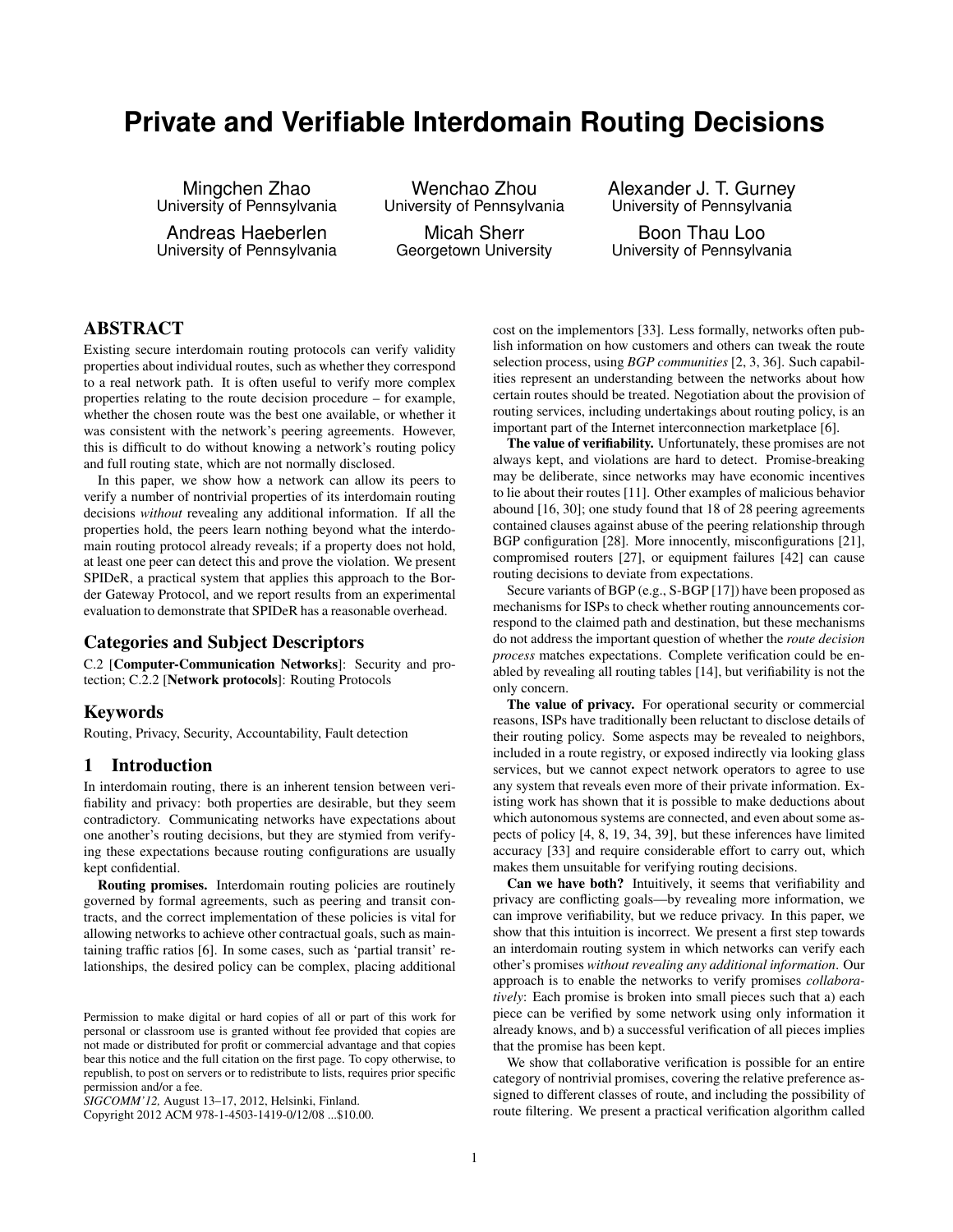# Private and Verifiable Interdomain Routing Decisions

Mingchen Zhao
University of Pennsylvania

Wenchao Zhou
University of Pennsylvania

Alexander J. T. Gurney
University of Pennsylvania

Andreas Haeberlen
University of Pennsylvania

Micah Sherr
Georgetown University

Boon Thau Loo
University of Pennsylvania

## ABSTRACT

Existing secure interdomain routing protocols can verify validity properties about individual routes, such as whether they correspond to a real network path. It is often useful to verify more complex properties relating to the route decision procedure – for example, whether the chosen route was the best one available, or whether it was consistent with the network's peering agreements. However, this is difficult to do without knowing a network's routing policy and full routing state, which are not normally disclosed.

In this paper, we show how a network can allow its peers to verify a number of nontrivial properties of its interdomain routing decisions *without* revealing any additional information. If all the properties hold, the peers learn nothing beyond what the interdomain routing protocol already reveals; if a property does not hold, at least one peer can detect this and prove the violation. We present SPIDeR, a practical system that applies this approach to the Border Gateway Protocol, and we report results from an experimental evaluation to demonstrate that SPIDeR has a reasonable overhead.

## Categories and Subject Descriptors

C.2 [**Computer-Communication Networks**]: Security and protection; C.2.2 [**Network protocols**]: Routing Protocols

## Keywords

Routing, Privacy, Security, Accountability, Fault detection

## 1 Introduction

In interdomain routing, there is an inherent tension between verifiability and privacy: both properties are desirable, but they seem contradictory. Communicating networks have expectations about one another's routing decisions, but they are stymied from verifying these expectations because routing configurations are usually kept confidential.

**Routing promises.** Interdomain routing policies are routinely governed by formal agreements, such as peering and transit contracts, and the correct implementation of these policies is vital for allowing networks to achieve other contractual goals, such as maintaining traffic ratios [6]. In some cases, such as 'partial transit' relationships, the desired policy can be complex, placing additional cost on the implementors [33]. Less formally, networks often publish information on how customers and others can tweak the route selection process, using *BGP communities* [2, 3, 36]. Such capabilities represent an understanding between the networks about how certain routes should be treated. Negotiation about the provision of routing services, including undertakings about routing policy, is an important part of the Internet interconnection marketplace [6].

**The value of verifiability.** Unfortunately, these promises are not always kept, and violations are hard to detect. Promise-breaking may be deliberate, since networks may have economic incentives to lie about their routes [11]. Other examples of malicious behavior abound [16, 30]; one study found that 18 of 28 peering agreements contained clauses against abuse of the peering relationship through BGP configuration [28]. More innocently, misconfigurations [21], compromised routers [27], or equipment failures [42] can cause routing decisions to deviate from expectations.

Secure variants of BGP (e.g., S-BGP [17]) have been proposed as mechanisms for ISPs to check whether routing announcements correspond to the claimed path and destination, but these mechanisms do not address the important question of whether the *route decision process* matches expectations. Complete verification could be enabled by revealing all routing tables [14], but verifiability is not the only concern.

**The value of privacy.** For operational security or commercial reasons, ISPs have traditionally been reluctant to disclose details of their routing policy. Some aspects may be revealed to neighbors, included in a route registry, or exposed indirectly via looking glass services, but we cannot expect network operators to agree to use any system that reveals even more of their private information. Existing work has shown that it is possible to make deductions about which autonomous systems are connected, and even about some aspects of policy [4, 8, 19, 34, 39], but these inferences have limited accuracy [33] and require considerable effort to carry out, which makes them unsuitable for verifying routing decisions.

**Can we have both?** Intuitively, it seems that verifiability and privacy are conflicting goals—by revealing more information, we can improve verifiability, but we reduce privacy. In this paper, we show that this intuition is incorrect. We present a first step towards an interdomain routing system in which networks can verify each other's promises *without revealing any additional information*. Our approach is to enable the networks to verify promises *collaboratively*: Each promise is broken into small pieces such that a) each piece can be verified by some network using only information it already knows, and b) a successful verification of all pieces implies that the promise has been kept.

We show that collaborative verification is possible for an entire category of nontrivial promises, covering the relative preference assigned to different classes of route, and including the possibility of route filtering. We present a practical verification algorithm called

Permission to make digital or hard copies of all or part of this work for personal or classroom use is granted without fee provided that copies are not made or distributed for profit or commercial advantage and that copies bear this notice and the full citation on the first page. To copy otherwise, to republish, to post on servers or to redistribute to lists, requires prior specific permission and/or a fee.
*SIGCOMM'12,* August 13–17, 2012, Helsinki, Finland.
Copyright 2012 ACM 978-1-4503-1419-0/12/08 ...$10.00.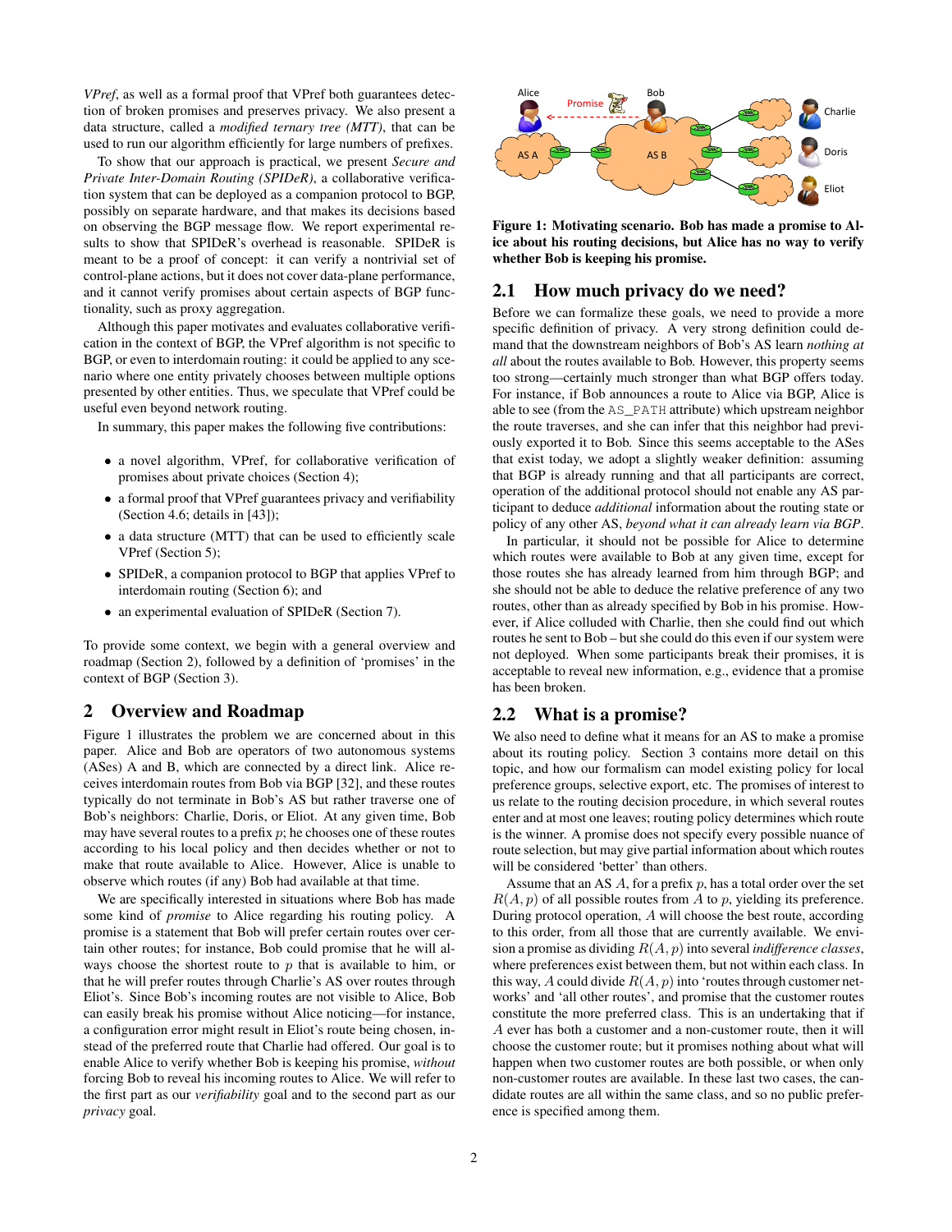*VPref*, as well as a formal proof that VPref both guarantees detection of broken promises and preserves privacy. We also present a data structure, called a *modified ternary tree (MTT)*, that can be used to run our algorithm efficiently for large numbers of prefixes.

To show that our approach is practical, we present *Secure and Private Inter-Domain Routing (SPIDeR)*, a collaborative verification system that can be deployed as a companion protocol to BGP, possibly on separate hardware, and that makes its decisions based on observing the BGP message flow. We report experimental results to show that SPIDeR's overhead is reasonable. SPIDeR is meant to be a proof of concept: it can verify a nontrivial set of control-plane actions, but it does not cover data-plane performance, and it cannot verify promises about certain aspects of BGP functionality, such as proxy aggregation.

Although this paper motivates and evaluates collaborative verification in the context of BGP, the VPref algorithm is not specific to BGP, or even to interdomain routing: it could be applied to any scenario where one entity privately chooses between multiple options presented by other entities. Thus, we speculate that VPref could be useful even beyond network routing.

In summary, this paper makes the following five contributions:

- a novel algorithm, VPref, for collaborative verification of promises about private choices (Section 4);
- a formal proof that VPref guarantees privacy and verifiability (Section 4.6; details in [43]);
- a data structure (MTT) that can be used to efficiently scale VPref (Section 5);
- SPIDeR, a companion protocol to BGP that applies VPref to interdomain routing (Section 6); and
- an experimental evaluation of SPIDeR (Section 7).

To provide some context, we begin with a general overview and roadmap (Section 2), followed by a definition of 'promises' in the context of BGP (Section 3).

## 2 Overview and Roadmap

Figure 1 illustrates the problem we are concerned about in this paper. Alice and Bob are operators of two autonomous systems (ASes) A and B, which are connected by a direct link. Alice receives interdomain routes from Bob via BGP [32], and these routes typically do not terminate in Bob's AS but rather traverse one of Bob's neighbors: Charlie, Doris, or Eliot. At any given time, Bob may have several routes to a prefix $p$; he chooses one of these routes according to his local policy and then decides whether or not to make that route available to Alice. However, Alice is unable to observe which routes (if any) Bob had available at that time.

We are specifically interested in situations where Bob has made some kind of *promise* to Alice regarding his routing policy. A promise is a statement that Bob will prefer certain routes over certain other routes; for instance, Bob could promise that he will always choose the shortest route to $p$ that is available to him, or that he will prefer routes through Charlie's AS over routes through Eliot's. Since Bob's incoming routes are not visible to Alice, Bob can easily break his promise without Alice noticing—for instance, a configuration error might result in Eliot's route being chosen, instead of the preferred route that Charlie had offered. Our goal is to enable Alice to verify whether Bob is keeping his promise, *without* forcing Bob to reveal his incoming routes to Alice. We will refer to the first part as our *verifiability* goal and to the second part as our *privacy* goal.

**Figure 1: Motivating scenario. Bob has made a promise to Alice about his routing decisions, but Alice has no way to verify whether Bob is keeping his promise.**

### 2.1 How much privacy do we need?

Before we can formalize these goals, we need to provide a more specific definition of privacy. A very strong definition could demand that the downstream neighbors of Bob's AS learn *nothing at all* about the routes available to Bob. However, this property seems too strong—certainly much stronger than what BGP offers today. For instance, if Bob announces a route to Alice via BGP, Alice is able to see (from the AS_PATH attribute) which upstream neighbor the route traverses, and she can infer that this neighbor had previously exported it to Bob. Since this seems acceptable to the ASes that exist today, we adopt a slightly weaker definition: assuming that BGP is already running and that all participants are correct, operation of the additional protocol should not enable any AS participant to deduce *additional* information about the routing state or policy of any other AS, *beyond what it can already learn via BGP*.

In particular, it should not be possible for Alice to determine which routes were available to Bob at any given time, except for those routes she has already learned from him through BGP; and she should not be able to deduce the relative preference of any two routes, other than as already specified by Bob in his promise. However, if Alice colluded with Charlie, then she could find out which routes he sent to Bob – but she could do this even if our system were not deployed. When some participants break their promises, it is acceptable to reveal new information, e.g., evidence that a promise has been broken.

### 2.2 What is a promise?

We also need to define what it means for an AS to make a promise about its routing policy. Section 3 contains more detail on this topic, and how our formalism can model existing policy for local preference groups, selective export, etc. The promises of interest to us relate to the routing decision procedure, in which several routes enter and at most one leaves; routing policy determines which route is the winner. A promise does not specify every possible nuance of route selection, but may give partial information about which routes will be considered 'better' than others.

Assume that an AS $A$, for a prefix $p$, has a total order over the set $R(A,p)$ of all possible routes from $A$ to $p$, yielding its preference. During protocol operation, $A$ will choose the best route, according to this order, from all those that are currently available. We envision a promise as dividing $R(A,p)$ into several *indifference classes*, where preferences exist between them, but not within each class. In this way, $A$ could divide $R(A,p)$ into 'routes through customer networks' and 'all other routes', and promise that the customer routes constitute the more preferred class. This is an undertaking that if $A$ ever has both a customer and a non-customer route, then it will choose the customer route; but it promises nothing about what will happen when two customer routes are both possible, or when only non-customer routes are available. In these last two cases, the candidate routes are all within the same class, and so no public preference is specified among them.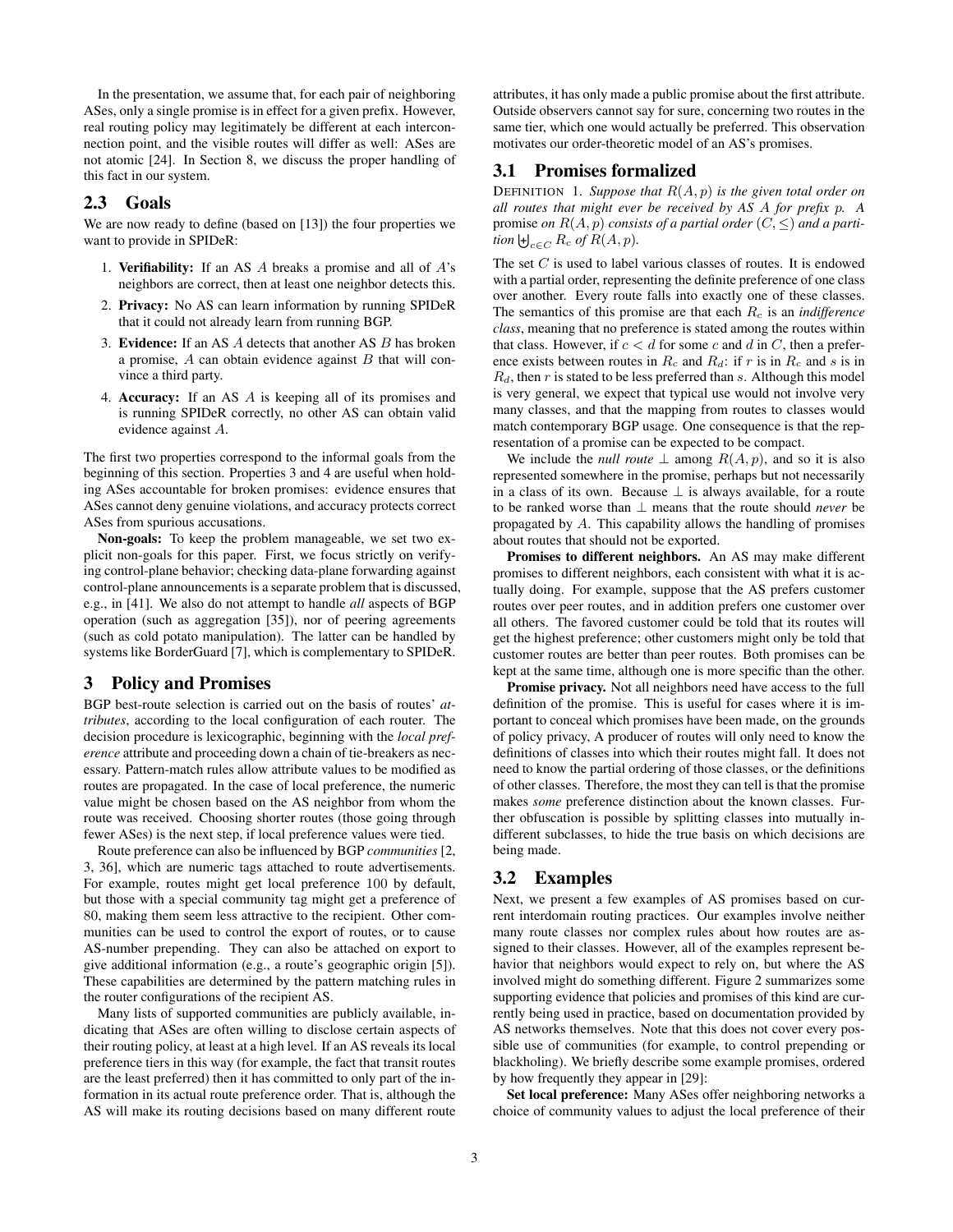In the presentation, we assume that, for each pair of neighboring ASes, only a single promise is in effect for a given prefix. However, real routing policy may legitimately be different at each interconnection point, and the visible routes will differ as well: ASes are not atomic [24]. In Section 8, we discuss the proper handling of this fact in our system.

## 2.3 Goals

We are now ready to define (based on [13]) the four properties we want to provide in SPIDeR:

1. **Verifiability:** If an AS $A$ breaks a promise and all of $A$'s neighbors are correct, then at least one neighbor detects this.
2. **Privacy:** No AS can learn information by running SPIDeR that it could not already learn from running BGP.
3. **Evidence:** If an AS $A$ detects that another AS $B$ has broken a promise, $A$ can obtain evidence against $B$ that will convince a third party.
4. **Accuracy:** If an AS $A$ is keeping all of its promises and is running SPIDeR correctly, no other AS can obtain valid evidence against $A$.

The first two properties correspond to the informal goals from the beginning of this section. Properties 3 and 4 are useful when holding ASes accountable for broken promises: evidence ensures that ASes cannot deny genuine violations, and accuracy protects correct ASes from spurious accusations.

**Non-goals:** To keep the problem manageable, we set two explicit non-goals for this paper. First, we focus strictly on verifying control-plane behavior; checking data-plane forwarding against control-plane announcements is a separate problem that is discussed, e.g., in [41]. We also do not attempt to handle *all* aspects of BGP operation (such as aggregation [35]), nor of peering agreements (such as cold potato manipulation). The latter can be handled by systems like BorderGuard [7], which is complementary to SPIDeR.

# 3 Policy and Promises

BGP best-route selection is carried out on the basis of routes' *attributes*, according to the local configuration of each router. The decision procedure is lexicographic, beginning with the *local preference* attribute and proceeding down a chain of tie-breakers as necessary. Pattern-match rules allow attribute values to be modified as routes are propagated. In the case of local preference, the numeric value might be chosen based on the AS neighbor from whom the route was received. Choosing shorter routes (those going through fewer ASes) is the next step, if local preference values were tied.

Route preference can also be influenced by BGP *communities* [2, 3, 36], which are numeric tags attached to route advertisements. For example, routes might get local preference 100 by default, but those with a special community tag might get a preference of 80, making them seem less attractive to the recipient. Other communities can be used to control the export of routes, or to cause AS-number prepending. They can also be attached on export to give additional information (e.g., a route's geographic origin [5]). These capabilities are determined by the pattern matching rules in the router configurations of the recipient AS.

Many lists of supported communities are publicly available, indicating that ASes are often willing to disclose certain aspects of their routing policy, at least at a high level. If an AS reveals its local preference tiers in this way (for example, the fact that transit routes are the least preferred) then it has committed to only part of the information in its actual route preference order. That is, although the AS will make its routing decisions based on many different route attributes, it has only made a public promise about the first attribute. Outside observers cannot say for sure, concerning two routes in the same tier, which one would actually be preferred. This observation motivates our order-theoretic model of an AS's promises.

## 3.1 Promises formalized

DEFINITION 1. *Suppose that $R(A, p)$ is the given total order on all routes that might ever be received by AS $A$ for prefix $p$. A* promise *on $R(A, p)$ consists of a partial order $(C, \leq)$ and a partition $\biguplus_{c \in C} R_c$ of $R(A, p)$.*

The set $C$ is used to label various classes of routes. It is endowed with a partial order, representing the definite preference of one class over another. Every route falls into exactly one of these classes. The semantics of this promise are that each $R_c$ is an *indifference class*, meaning that no preference is stated among the routes within that class. However, if $c < d$ for some $c$ and $d$ in $C$, then a preference exists between routes in $R_c$ and $R_d$: if $r$ is in $R_c$ and $s$ is in $R_d$, then $r$ is stated to be less preferred than $s$. Although this model is very general, we expect that typical use would not involve very many classes, and that the mapping from routes to classes would match contemporary BGP usage. One consequence is that the representation of a promise can be expected to be compact.

We include the *null route* $\perp$ among $R(A, p)$, and so it is also represented somewhere in the promise, perhaps but not necessarily in a class of its own. Because $\perp$ is always available, for a route to be ranked worse than $\perp$ means that the route should *never* be propagated by $A$. This capability allows the handling of promises about routes that should not be exported.

**Promises to different neighbors.** An AS may make different promises to different neighbors, each consistent with what it is actually doing. For example, suppose that the AS prefers customer routes over peer routes, and in addition prefers one customer over all others. The favored customer could be told that its routes will get the highest preference; other customers might only be told that customer routes are better than peer routes. Both promises can be kept at the same time, although one is more specific than the other.

**Promise privacy.** Not all neighbors need have access to the full definition of the promise. This is useful for cases where it is important to conceal which promises have been made, on the grounds of policy privacy, A producer of routes will only need to know the definitions of classes into which their routes might fall. It does not need to know the partial ordering of those classes, or the definitions of other classes. Therefore, the most they can tell is that the promise makes *some* preference distinction about the known classes. Further obfuscation is possible by splitting classes into mutually indifferent subclasses, to hide the true basis on which decisions are being made.

## 3.2 Examples

Next, we present a few examples of AS promises based on current interdomain routing practices. Our examples involve neither many route classes nor complex rules about how routes are assigned to their classes. However, all of the examples represent behavior that neighbors would expect to rely on, but where the AS involved might do something different. Figure 2 summarizes some supporting evidence that policies and promises of this kind are currently being used in practice, based on documentation provided by AS networks themselves. Note that this does not cover every possible use of communities (for example, to control prepending or blackholing). We briefly describe some example promises, ordered by how frequently they appear in [29]:

**Set local preference:** Many ASes offer neighboring networks a choice of community values to adjust the local preference of their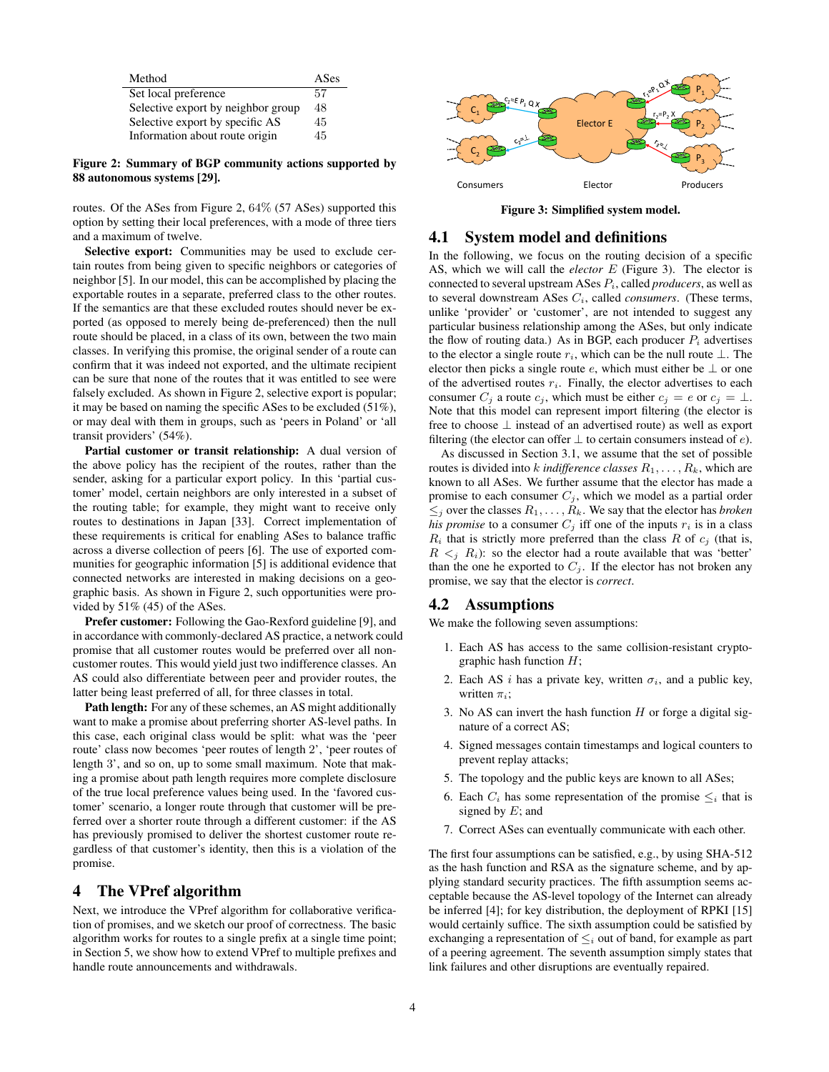| Method | ASes |
|---|---|
| Set local preference | 57 |
| Selective export by neighbor group | 48 |
| Selective export by specific AS | 45 |
| Information about route origin | 45 |

**Figure 2: Summary of BGP community actions supported by 88 autonomous systems [29].**

routes. Of the ASes from Figure 2, 64% (57 ASes) supported this option by setting their local preferences, with a mode of three tiers and a maximum of twelve.

**Selective export:** Communities may be used to exclude certain routes from being given to specific neighbors or categories of neighbor [5]. In our model, this can be accomplished by placing the exportable routes in a separate, preferred class to the other routes. If the semantics are that these excluded routes should never be exported (as opposed to merely being de-preferenced) then the null route should be placed, in a class of its own, between the two main classes. In verifying this promise, the original sender of a route can confirm that it was indeed not exported, and the ultimate recipient can be sure that none of the routes that it was entitled to see were falsely excluded. As shown in Figure 2, selective export is popular; it may be based on naming the specific ASes to be excluded (51%), or may deal with them in groups, such as 'peers in Poland' or 'all transit providers' (54%).

**Partial customer or transit relationship:** A dual version of the above policy has the recipient of the routes, rather than the sender, asking for a particular export policy. In this 'partial customer' model, certain neighbors are only interested in a subset of the routing table; for example, they might want to receive only routes to destinations in Japan [33]. Correct implementation of these requirements is critical for enabling ASes to balance traffic across a diverse collection of peers [6]. The use of exported communities for geographic information [5] is additional evidence that connected networks are interested in making decisions on a geographic basis. As shown in Figure 2, such opportunities were provided by 51% (45) of the ASes.

**Prefer customer:** Following the Gao-Rexford guideline [9], and in accordance with commonly-declared AS practice, a network could promise that all customer routes would be preferred over all non-customer routes. This would yield just two indifference classes. An AS could also differentiate between peer and provider routes, the latter being least preferred of all, for three classes in total.

**Path length:** For any of these schemes, an AS might additionally want to make a promise about preferring shorter AS-level paths. In this case, each original class would be split: what was the 'peer route' class now becomes 'peer routes of length 2', 'peer routes of length 3', and so on, up to some small maximum. Note that making a promise about path length requires more complete disclosure of the true local preference values being used. In the 'favored customer' scenario, a longer route through that customer will be preferred over a shorter route through a different customer: if the AS has previously promised to deliver the shortest customer route regardless of that customer's identity, then this is a violation of the promise.

# 4 The VPref algorithm

Next, we introduce the VPref algorithm for collaborative verification of promises, and we sketch our proof of correctness. The basic algorithm works for routes to a single prefix at a single time point; in Section 5, we show how to extend VPref to multiple prefixes and handle route announcements and withdrawals.

**Figure 3: Simplified system model.**

## 4.1 System model and definitions

In the following, we focus on the routing decision of a specific AS, which we will call the *elector* $E$ (Figure 3). The elector is connected to several upstream ASes $P_i$, called *producers*, as well as to several downstream ASes $C_i$, called *consumers*. (These terms, unlike 'provider' or 'customer', are not intended to suggest any particular business relationship among the ASes, but only indicate the flow of routing data.) As in BGP, each producer $P_i$ advertises to the elector a single route $r_i$, which can be the null route $\perp$. The elector then picks a single route $e$, which must either be $\perp$ or one of the advertised routes $r_i$. Finally, the elector advertises to each consumer $C_j$ a route $c_j$, which must be either $c_j = e$ or $c_j = \perp$. Note that this model can represent import filtering (the elector is free to choose $\perp$ instead of an advertised route) as well as export filtering (the elector can offer $\perp$ to certain consumers instead of $e$).

As discussed in Section 3.1, we assume that the set of possible routes is divided into $k$ *indifference classes* $R_1, \ldots, R_k$, which are known to all ASes. We further assume that the elector has made a promise to each consumer $C_j$, which we model as a partial order $\leq_j$ over the classes $R_1, \ldots, R_k$. We say that the elector has *broken his promise* to a consumer $C_j$ iff one of the inputs $r_i$ is in a class $R_i$ that is strictly more preferred than the class $R$ of $c_j$ (that is, $R <_j R_i$): so the elector had a route available that was 'better' than the one he exported to $C_j$. If the elector has not broken any promise, we say that the elector is *correct*.

## 4.2 Assumptions

We make the following seven assumptions:

1. Each AS has access to the same collision-resistant cryptographic hash function $H$;
2. Each AS $i$ has a private key, written $\sigma_i$, and a public key, written $\pi_i$;
3. No AS can invert the hash function $H$ or forge a digital signature of a correct AS;
4. Signed messages contain timestamps and logical counters to prevent replay attacks;
5. The topology and the public keys are known to all ASes;
6. Each $C_i$ has some representation of the promise $\leq_i$ that is signed by $E$; and
7. Correct ASes can eventually communicate with each other.

The first four assumptions can be satisfied, e.g., by using SHA-512 as the hash function and RSA as the signature scheme, and by applying standard security practices. The fifth assumption seems acceptable because the AS-level topology of the Internet can already be inferred [4]; for key distribution, the deployment of RPKI [15] would certainly suffice. The sixth assumption could be satisfied by exchanging a representation of $\leq_i$ out of band, for example as part of a peering agreement. The seventh assumption simply states that link failures and other disruptions are eventually repaired.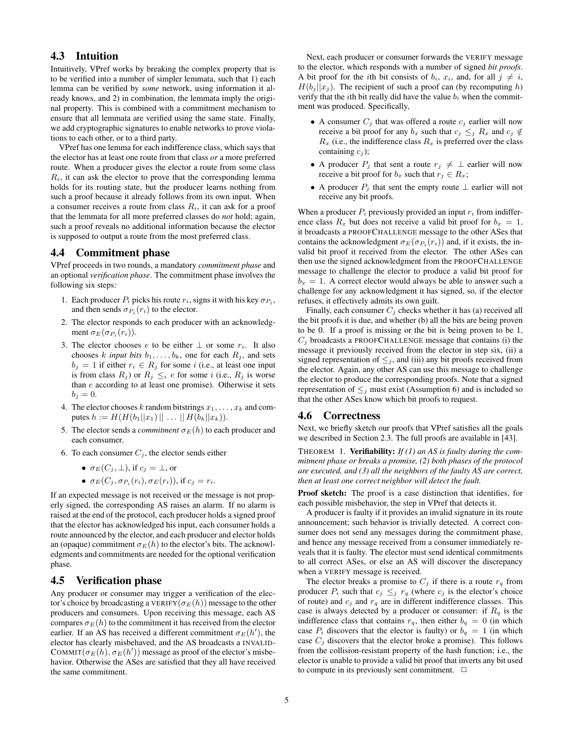## 4.3 Intuition

Intuitively, VPref works by breaking the complex property that is to be verified into a number of simpler lemmata, such that 1) each lemma can be verified by *some* network, using information it already knows, and 2) in combination, the lemmata imply the original property. This is combined with a commitment mechanism to ensure that all lemmata are verified using the same state. Finally, we add cryptographic signatures to enable networks to prove violations to each other, or to a third party.

VPref has one lemma for each indifference class, which says that the elector has at least one route from that class *or* a more preferred route. When a producer gives the elector a route from some class $R_i$, it can ask the elector to prove that the corresponding lemma holds for its routing state, but the producer learns nothing from such a proof because it already follows from its own input. When a consumer receives a route from class $R_i$, it can ask for a proof that the lemmata for all more preferred classes do *not* hold; again, such a proof reveals no additional information because the elector is supposed to output a route from the most preferred class.

## 4.4 Commitment phase

VPref proceeds in two rounds, a mandatory *commitment phase* and an optional *verification phase*. The commitment phase involves the following six steps:

1. Each producer $P_i$ picks his route $r_i$, signs it with his key $\sigma_{P_i}$, and then sends $\sigma_{P_i}(r_i)$ to the elector.
2. The elector responds to each producer with an acknowledgment $\sigma_E(\sigma_{P_i}(r_i))$.
3. The elector chooses $e$ to be either $\perp$ or some $r_i$. It also chooses $k$ *input bits* $b_1, \ldots, b_k$, one for each $R_j$, and sets $b_j = 1$ if either $r_i \in R_j$ for some $i$ (i.e., at least one input is from class $R_j$) or $R_j \leq_i e$ for some $i$ (i.e., $R_j$ is worse than $e$ according to at least one promise). Otherwise it sets $b_j = 0$.
4. The elector chooses $k$ random bitstrings $x_1, \ldots, x_k$ and computes $h := H(H(b_1||x_1) \,||\, \ldots \,||\, H(b_k||x_k))$.
5. The elector sends a *commitment* $\sigma_E(h)$ to each producer and each consumer.
6. To each consumer $C_j$, the elector sends either
   - $\sigma_E(C_j, \perp)$, if $c_j = \perp$, or
   - $\sigma_E(C_j, \sigma_{P_i}(r_i), \sigma_E(r_i))$, if $c_j = r_i$.

If an expected message is not received or the message is not properly signed, the corresponding AS raises an alarm. If no alarm is raised at the end of the protocol, each producer holds a signed proof that the elector has acknowledged his input, each consumer holds a route announced by the elector, and each producer and elector holds an (opaque) commitment $\sigma_E(h)$ to the elector's bits. The acknowledgments and commitments are needed for the optional verification phase.

## 4.5 Verification phase

Any producer or consumer may trigger a verification of the elector's choice by broadcasting a VERIFY$(\sigma_E(h))$ message to the other producers and consumers. Upon receiving this message, each AS compares $\sigma_E(h)$ to the commitment it has received from the elector earlier. If an AS has received a different commitment $\sigma_E(h')$, the elector has clearly misbehaved, and the AS broadcasts a INVALIDCOMMIT$(\sigma_E(h), \sigma_E(h'))$ message as proof of the elector's misbehavior. Otherwise the ASes are satisfied that they all have received the same commitment.

Next, each producer or consumer forwards the VERIFY message to the elector, which responds with a number of signed *bit proofs*. A bit proof for the $i$th bit consists of $b_i$, $x_i$, and, for all $j \neq i$, $H(b_j||x_j)$. The recipient of such a proof can (by recomputing $h$) verify that the $i$th bit really did have the value $b_i$ when the commitment was produced. Specifically,

- A consumer $C_j$ that was offered a route $c_j$ earlier will now receive a bit proof for any $b_x$ such that $c_j \leq_j R_x$ and $c_j \notin R_x$ (i.e., the indifference class $R_x$ is preferred over the class containing $c_j$);
- A producer $P_j$ that sent a route $r_j \neq \perp$ earlier will now receive a bit proof for $b_x$ such that $r_j \in R_x$;
- A producer $P_j$ that sent the empty route $\perp$ earlier will not receive any bit proofs.

When a producer $P_i$ previously provided an input $r_i$ from indifference class $R_x$ but does not receive a valid bit proof for $b_x = 1$, it broadcasts a PROOFCHALLENGE message to the other ASes that contains the acknowledgment $\sigma_E(\sigma_{P_i}(r_i))$ and, if it exists, the invalid bit proof it received from the elector. The other ASes can then use the signed acknowledgment from the PROOFCHALLENGE message to challenge the elector to produce a valid bit proof for $b_x = 1$. A correct elector would always be able to answer such a challenge for any acknowledgment it has signed, so, if the elector refuses, it effectively admits its own guilt.

Finally, each consumer $C_j$ checks whether it has (a) received all the bit proofs it is due, and whether (b) all the bits are being proven to be 0. If a proof is missing or the bit is being proven to be 1, $C_j$ broadcasts a PROOFCHALLENGE message that contains (i) the message it previously received from the elector in step six, (ii) a signed representation of $\leq_j$, and (iii) any bit proofs received from the elector. Again, any other AS can use this message to challenge the elector to produce the corresponding proofs. Note that a signed representation of $\leq_j$ must exist (Assumption 6) and is included so that the other ASes know which bit proofs to request.

## 4.6 Correctness

Next, we briefly sketch our proofs that VPref satisfies all the goals we described in Section 2.3. The full proofs are available in [43].

THEOREM 1. **Verifiability:** *If (1) an AS is faulty during the commitment phase or breaks a promise, (2) both phases of the protocol are executed, and (3) all the neighbors of the faulty AS are correct, then at least one correct neighbor will detect the fault.*

**Proof sketch:** The proof is a case distinction that identifies, for each possible misbehavior, the step in VPref that detects it.

A producer is faulty if it provides an invalid signature in its route announcement; such behavior is trivially detected. A correct consumer does not send any messages during the commitment phase, and hence any message received from a consumer immediately reveals that it is faulty. The elector must send identical commitments to all correct ASes, or else an AS will discover the discrepancy when a VERIFY message is received.

The elector breaks a promise to $C_j$ if there is a route $r_q$ from producer $P_i$ such that $c_j \leq_j r_q$ (where $c_j$ is the elector's choice of route) and $c_j$ and $r_q$ are in different indifference classes. This case is always detected by a producer or consumer: if $R_q$ is the indifference class that contains $r_q$, then either $b_q = 0$ (in which case $P_i$ discovers that the elector is faulty) or $b_q = 1$ (in which case $C_j$ discovers that the elector broke a promise). This follows from the collision-resistant property of the hash function; i.e., the elector is unable to provide a valid bit proof that inverts any bit used to compute in its previously sent commitment. □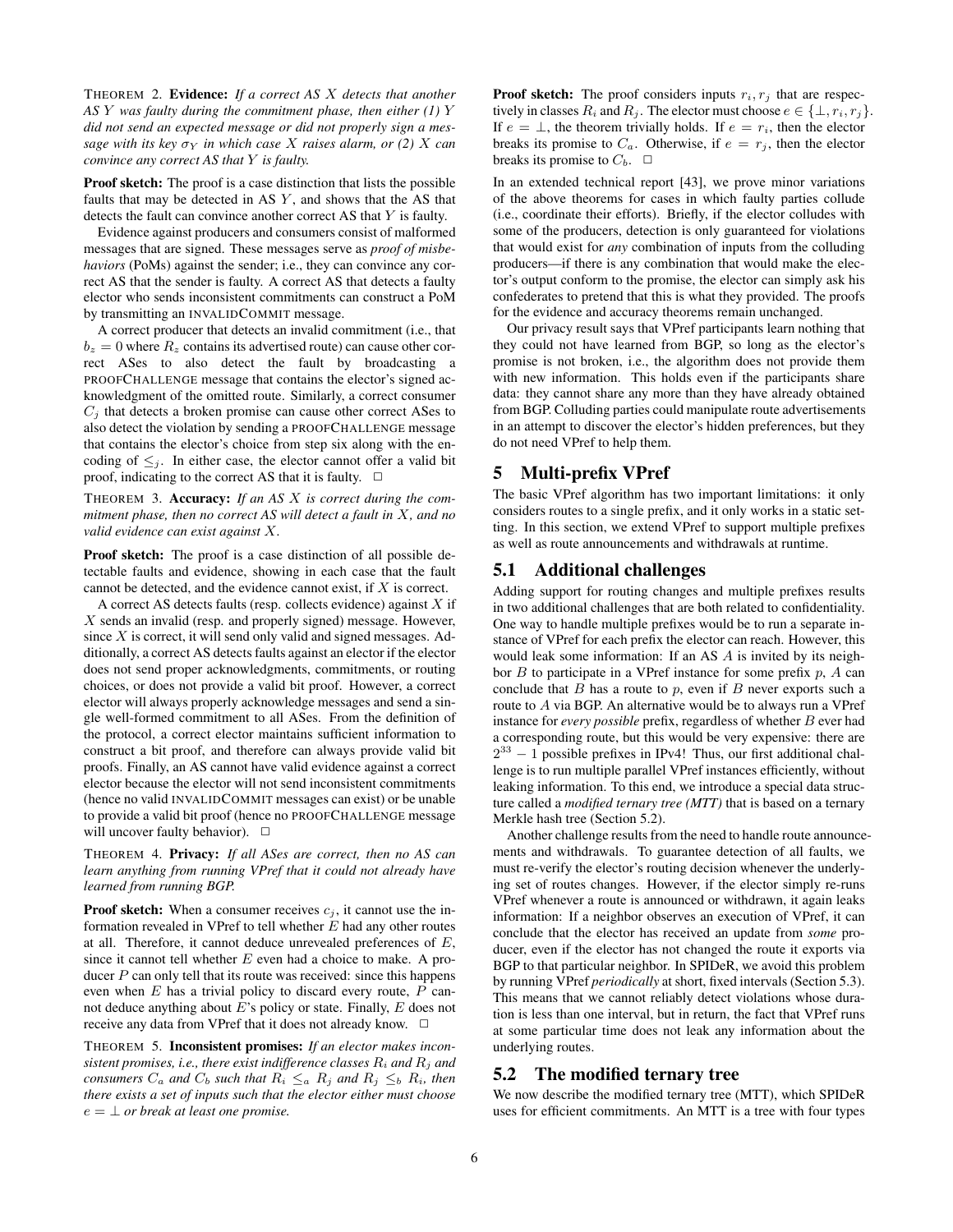THEOREM 2. **Evidence:** *If a correct AS $X$ detects that another AS $Y$ was faulty during the commitment phase, then either (1) $Y$ did not send an expected message or did not properly sign a message with its key $\sigma_Y$ in which case $X$ raises alarm, or (2) $X$ can convince any correct AS that $Y$ is faulty.*

**Proof sketch:** The proof is a case distinction that lists the possible faults that may be detected in AS $Y$, and shows that the AS that detects the fault can convince another correct AS that $Y$ is faulty.

Evidence against producers and consumers consist of malformed messages that are signed. These messages serve as *proof of misbehaviors* (PoMs) against the sender; i.e., they can convince any correct AS that the sender is faulty. A correct AS that detects a faulty elector who sends inconsistent commitments can construct a PoM by transmitting an INVALIDCOMMIT message.

A correct producer that detects an invalid commitment (i.e., that $b_z = 0$ where $R_z$ contains its advertised route) can cause other correct ASes to also detect the fault by broadcasting a PROOFCHALLENGE message that contains the elector's signed acknowledgment of the omitted route. Similarly, a correct consumer $C_j$ that detects a broken promise can cause other correct ASes to also detect the violation by sending a PROOFCHALLENGE message that contains the elector's choice from step six along with the encoding of $\leq_j$. In either case, the elector cannot offer a valid bit proof, indicating to the correct AS that it is faulty. □

THEOREM 3. **Accuracy:** *If an AS $X$ is correct during the commitment phase, then no correct AS will detect a fault in $X$, and no valid evidence can exist against $X$.*

**Proof sketch:** The proof is a case distinction of all possible detectable faults and evidence, showing in each case that the fault cannot be detected, and the evidence cannot exist, if $X$ is correct.

A correct AS detects faults (resp. collects evidence) against $X$ if $X$ sends an invalid (resp. and properly signed) message. However, since $X$ is correct, it will send only valid and signed messages. Additionally, a correct AS detects faults against an elector if the elector does not send proper acknowledgments, commitments, or routing choices, or does not provide a valid bit proof. However, a correct elector will always properly acknowledge messages and send a single well-formed commitment to all ASes. From the definition of the protocol, a correct elector maintains sufficient information to construct a bit proof, and therefore can always provide valid bit proofs. Finally, an AS cannot have valid evidence against a correct elector because the elector will not send inconsistent commitments (hence no valid INVALIDCOMMIT messages can exist) or be unable to provide a valid bit proof (hence no PROOFCHALLENGE message will uncover faulty behavior). □

THEOREM 4. **Privacy:** *If all ASes are correct, then no AS can learn anything from running VPref that it could not already have learned from running BGP.*

**Proof sketch:** When a consumer receives $c_j$, it cannot use the information revealed in VPref to tell whether $E$ had any other routes at all. Therefore, it cannot deduce unrevealed preferences of $E$, since it cannot tell whether $E$ even had a choice to make. A producer $P$ can only tell that its route was received: since this happens even when $E$ has a trivial policy to discard every route, $P$ cannot deduce anything about $E$'s policy or state. Finally, $E$ does not receive any data from VPref that it does not already know. □

THEOREM 5. **Inconsistent promises:** *If an elector makes inconsistent promises, i.e., there exist indifference classes $R_i$ and $R_j$ and consumers $C_a$ and $C_b$ such that $R_i \leq_a R_j$ and $R_j \leq_b R_i$, then there exists a set of inputs such that the elector either must choose $e = \perp$ or break at least one promise.*

**Proof sketch:** The proof considers inputs $r_i, r_j$ that are respectively in classes $R_i$ and $R_j$. The elector must choose $e \in \{\perp, r_i, r_j\}$. If $e = \perp$, the theorem trivially holds. If $e = r_i$, then the elector breaks its promise to $C_a$. Otherwise, if $e = r_j$, then the elector breaks its promise to $C_b$. □

In an extended technical report [43], we prove minor variations of the above theorems for cases in which faulty parties collude (i.e., coordinate their efforts). Briefly, if the elector colludes with some of the producers, detection is only guaranteed for violations that would exist for *any* combination of inputs from the colluding producers—if there is any combination that would make the elector's output conform to the promise, the elector can simply ask his confederates to pretend that this is what they provided. The proofs for the evidence and accuracy theorems remain unchanged.

Our privacy result says that VPref participants learn nothing that they could not have learned from BGP, so long as the elector's promise is not broken, i.e., the algorithm does not provide them with new information. This holds even if the participants share data: they cannot share any more than they have already obtained from BGP. Colluding parties could manipulate route advertisements in an attempt to discover the elector's hidden preferences, but they do not need VPref to help them.

# 5 Multi-prefix VPref

The basic VPref algorithm has two important limitations: it only considers routes to a single prefix, and it only works in a static setting. In this section, we extend VPref to support multiple prefixes as well as route announcements and withdrawals at runtime.

## 5.1 Additional challenges

Adding support for routing changes and multiple prefixes results in two additional challenges that are both related to confidentiality. One way to handle multiple prefixes would be to run a separate instance of VPref for each prefix the elector can reach. However, this would leak some information: If an AS $A$ is invited by its neighbor $B$ to participate in a VPref instance for some prefix $p$, $A$ can conclude that $B$ has a route to $p$, even if $B$ never exports such a route to $A$ via BGP. An alternative would be to always run a VPref instance for *every possible* prefix, regardless of whether $B$ ever had a corresponding route, but this would be very expensive: there are $2^{33} - 1$ possible prefixes in IPv4! Thus, our first additional challenge is to run multiple parallel VPref instances efficiently, without leaking information. To this end, we introduce a special data structure called a *modified ternary tree (MTT)* that is based on a ternary Merkle hash tree (Section 5.2).

Another challenge results from the need to handle route announcements and withdrawals. To guarantee detection of all faults, we must re-verify the elector's routing decision whenever the underlying set of routes changes. However, if the elector simply re-runs VPref whenever a route is announced or withdrawn, it again leaks information: If a neighbor observes an execution of VPref, it can conclude that the elector has received an update from *some* producer, even if the elector has not changed the route it exports via BGP to that particular neighbor. In SPIDeR, we avoid this problem by running VPref *periodically* at short, fixed intervals (Section 5.3). This means that we cannot reliably detect violations whose duration is less than one interval, but in return, the fact that VPref runs at some particular time does not leak any information about the underlying routes.

## 5.2 The modified ternary tree

We now describe the modified ternary tree (MTT), which SPIDeR uses for efficient commitments. An MTT is a tree with four types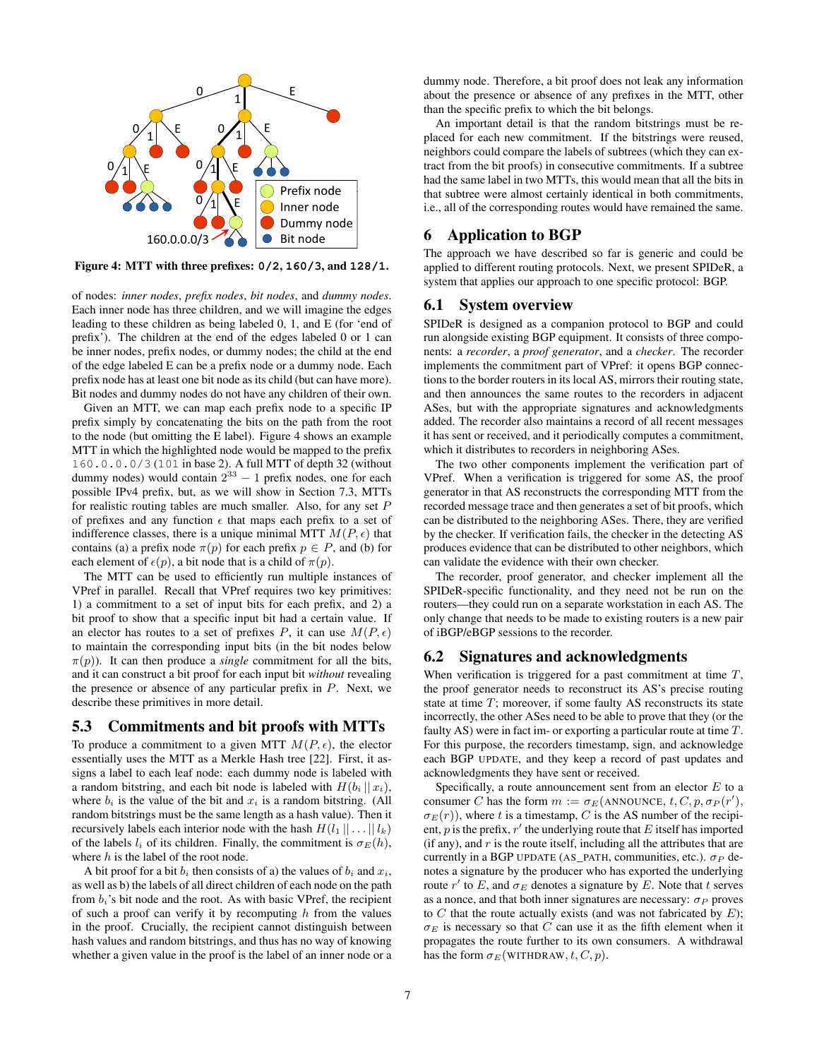0
1
E
0
1
E
0
1
E
0
1
E
0
1
E
0
1
E
160.0.0.0/3
Prefix node
Inner node
Dummy node
Bit node

**Figure 4: MTT with three prefixes: `0/2`, `160/3`, and `128/1`.**

of nodes: *inner nodes*, *prefix nodes*, *bit nodes*, and *dummy nodes*. Each inner node has three children, and we will imagine the edges leading to these children as being labeled 0, 1, and E (for 'end of prefix'). The children at the end of the edges labeled 0 or 1 can be inner nodes, prefix nodes, or dummy nodes; the child at the end of the edge labeled E can be a prefix node or a dummy node. Each prefix node has at least one bit node as its child (but can have more). Bit nodes and dummy nodes do not have any children of their own.

Given an MTT, we can map each prefix node to a specific IP prefix simply by concatenating the bits on the path from the root to the node (but omitting the E label). Figure 4 shows an example MTT in which the highlighted node would be mapped to the prefix `160.0.0.0/3` (`101` in base 2). A full MTT of depth 32 (without dummy nodes) would contain $2^{33} - 1$ prefix nodes, one for each possible IPv4 prefix, but, as we will show in Section 7.3, MTTs for realistic routing tables are much smaller. Also, for any set $P$ of prefixes and any function $\epsilon$ that maps each prefix to a set of indifference classes, there is a unique minimal MTT $M(P, \epsilon)$ that contains (a) a prefix node $\pi(p)$ for each prefix $p \in P$, and (b) for each element of $\epsilon(p)$, a bit node that is a child of $\pi(p)$.

The MTT can be used to efficiently run multiple instances of VPref in parallel. Recall that VPref requires two key primitives: 1) a commitment to a set of input bits for each prefix, and 2) a bit proof to show that a specific input bit had a certain value. If an elector has routes to a set of prefixes $P$, it can use $M(P, \epsilon)$ to maintain the corresponding input bits (in the bit nodes below $\pi(p)$). It can then produce a *single* commitment for all the bits, and it can construct a bit proof for each input bit *without* revealing the presence or absence of any particular prefix in $P$. Next, we describe these primitives in more detail.

## 5.3 Commitments and bit proofs with MTTs

To produce a commitment to a given MTT $M(P, \epsilon)$, the elector essentially uses the MTT as a Merkle Hash tree [22]. First, it assigns a label to each leaf node: each dummy node is labeled with a random bitstring, and each bit node is labeled with $H(b_i \,||\, x_i)$, where $b_i$ is the value of the bit and $x_i$ is a random bitstring. (All random bitstrings must be the same length as a hash value). Then it recursively labels each interior node with the hash $H(l_1 \,||\, \ldots \,||\, l_k)$ of the labels $l_i$ of its children. Finally, the commitment is $\sigma_E(h)$, where $h$ is the label of the root node.

A bit proof for a bit $b_i$ then consists of a) the values of $b_i$ and $x_i$, as well as b) the labels of all direct children of each node on the path from $b_i$'s bit node and the root. As with basic VPref, the recipient of such a proof can verify it by recomputing $h$ from the values in the proof. Crucially, the recipient cannot distinguish between hash values and random bitstrings, and thus has no way of knowing whether a given value in the proof is the label of an inner node or a dummy node. Therefore, a bit proof does not leak any information about the presence or absence of any prefixes in the MTT, other than the specific prefix to which the bit belongs.

An important detail is that the random bitstrings must be replaced for each new commitment. If the bitstrings were reused, neighbors could compare the labels of subtrees (which they can extract from the bit proofs) in consecutive commitments. If a subtree had the same label in two MTTs, this would mean that all the bits in that subtree were almost certainly identical in both commitments, i.e., all of the corresponding routes would have remained the same.

# 6 Application to BGP

The approach we have described so far is generic and could be applied to different routing protocols. Next, we present SPIDeR, a system that applies our approach to one specific protocol: BGP.

## 6.1 System overview

SPIDeR is designed as a companion protocol to BGP and could run alongside existing BGP equipment. It consists of three components: a *recorder*, a *proof generator*, and a *checker*. The recorder implements the commitment part of VPref: it opens BGP connections to the border routers in its local AS, mirrors their routing state, and then announces the same routes to the recorders in adjacent ASes, but with the appropriate signatures and acknowledgments added. The recorder also maintains a record of all recent messages it has sent or received, and it periodically computes a commitment, which it distributes to recorders in neighboring ASes.

The two other components implement the verification part of VPref. When a verification is triggered for some AS, the proof generator in that AS reconstructs the corresponding MTT from the recorded message trace and then generates a set of bit proofs, which can be distributed to the neighboring ASes. There, they are verified by the checker. If verification fails, the checker in the detecting AS produces evidence that can be distributed to other neighbors, which can validate the evidence with their own checker.

The recorder, proof generator, and checker implement all the SPIDeR-specific functionality, and they need not be run on the routers—they could run on a separate workstation in each AS. The only change that needs to be made to existing routers is a new pair of iBGP/eBGP sessions to the recorder.

## 6.2 Signatures and acknowledgments

When verification is triggered for a past commitment at time $T$, the proof generator needs to reconstruct its AS's precise routing state at time $T$; moreover, if some faulty AS reconstructs its state incorrectly, the other ASes need to be able to prove that they (or the faulty AS) were in fact im- or exporting a particular route at time $T$. For this purpose, the recorders timestamp, sign, and acknowledge each BGP UPDATE, and they keep a record of past updates and acknowledgments they have sent or received.

Specifically, a route announcement sent from an elector $E$ to a consumer $C$ has the form $m := \sigma_E(\text{ANNOUNCE}, t, C, p, \sigma_P(r'), \sigma_E(r))$, where $t$ is a timestamp, $C$ is the AS number of the recipient, $p$ is the prefix, $r'$ the underlying route that $E$ itself has imported (if any), and $r$ is the route itself, including all the attributes that are currently in a BGP UPDATE (AS_PATH, communities, etc.). $\sigma_P$ denotes a signature by the producer who has exported the underlying route $r'$ to $E$, and $\sigma_E$ denotes a signature by $E$. Note that $t$ serves as a nonce, and that both inner signatures are necessary: $\sigma_P$ proves to $C$ that the route actually exists (and was not fabricated by $E$); $\sigma_E$ is necessary so that $C$ can use it as the fifth element when it propagates the route further to its own consumers. A withdrawal has the form $\sigma_E(\text{WITHDRAW}, t, C, p)$.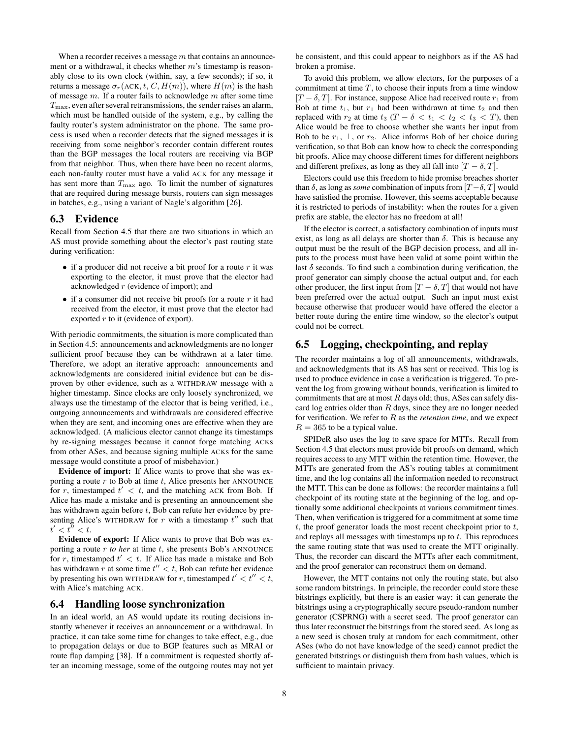When a recorder receives a message $m$ that contains an announcement or a withdrawal, it checks whether $m$'s timestamp is reasonably close to its own clock (within, say, a few seconds); if so, it returns a message $\sigma_r(\text{ACK}, t, C, H(m))$, where $H(m)$ is the hash of message $m$. If a router fails to acknowledge $m$ after some time $T_{\max}$, even after several retransmissions, the sender raises an alarm, which must be handled outside of the system, e.g., by calling the faulty router's system administrator on the phone. The same process is used when a recorder detects that the signed messages it is receiving from some neighbor's recorder contain different routes than the BGP messages the local routers are receiving via BGP from that neighbor. Thus, when there have been no recent alarms, each non-faulty router must have a valid ACK for any message it has sent more than $T_{\max}$ ago. To limit the number of signatures that are required during message bursts, routers can sign messages in batches, e.g., using a variant of Nagle's algorithm [26].

## 6.3 Evidence

Recall from Section 4.5 that there are two situations in which an AS must provide something about the elector's past routing state during verification:

- if a producer did not receive a bit proof for a route $r$ it was exporting to the elector, it must prove that the elector had acknowledged $r$ (evidence of import); and
- if a consumer did not receive bit proofs for a route $r$ it had received from the elector, it must prove that the elector had exported $r$ to it (evidence of export).

With periodic commitments, the situation is more complicated than in Section 4.5: announcements and acknowledgments are no longer sufficient proof because they can be withdrawn at a later time. Therefore, we adopt an iterative approach: announcements and acknowledgments are considered initial evidence but can be disproven by other evidence, such as a WITHDRAW message with a higher timestamp. Since clocks are only loosely synchronized, we always use the timestamp of the elector that is being verified, i.e., outgoing announcements and withdrawals are considered effective when they are sent, and incoming ones are effective when they are acknowledged. (A malicious elector cannot change its timestamps by re-signing messages because it cannot forge matching ACKs from other ASes, and because signing multiple ACKs for the same message would constitute a proof of misbehavior.)

**Evidence of import:** If Alice wants to prove that she was exporting a route $r$ to Bob at time $t$, Alice presents her ANNOUNCE for $r$, timestamped $t' < t$, and the matching ACK from Bob. If Alice has made a mistake and is presenting an announcement she has withdrawn again before $t$, Bob can refute her evidence by presenting Alice's WITHDRAW for $r$ with a timestamp $t''$ such that $t' < t'' < t$.

**Evidence of export:** If Alice wants to prove that Bob was exporting a route $r$ *to her* at time $t$, she presents Bob's ANNOUNCE for $r$, timestamped $t' < t$. If Alice has made a mistake and Bob has withdrawn $r$ at some time $t'' < t$, Bob can refute her evidence by presenting his own WITHDRAW for $r$, timestamped $t' < t'' < t$, with Alice's matching ACK.

## 6.4 Handling loose synchronization

In an ideal world, an AS would update its routing decisions instantly whenever it receives an announcement or a withdrawal. In practice, it can take some time for changes to take effect, e.g., due to propagation delays or due to BGP features such as MRAI or route flap damping [38]. If a commitment is requested shortly after an incoming message, some of the outgoing routes may not yet be consistent, and this could appear to neighbors as if the AS had broken a promise.

To avoid this problem, we allow electors, for the purposes of a commitment at time $T$, to choose their inputs from a time window $[T - \delta, T]$. For instance, suppose Alice had received route $r_1$ from Bob at time $t_1$, but $r_1$ had been withdrawn at time $t_2$ and then replaced with $r_2$ at time $t_3$ ($T - \delta < t_1 < t_2 < t_3 < T$), then Alice would be free to choose whether she wants her input from Bob to be $r_1$, $\perp$, or $r_2$. Alice informs Bob of her choice during verification, so that Bob can know how to check the corresponding bit proofs. Alice may choose different times for different neighbors and different prefixes, as long as they all fall into $[T - \delta, T]$.

Electors could use this freedom to hide promise breaches shorter than $\delta$, as long as *some* combination of inputs from $[T - \delta, T]$ would have satisfied the promise. However, this seems acceptable because it is restricted to periods of instability: when the routes for a given prefix are stable, the elector has no freedom at all!

If the elector is correct, a satisfactory combination of inputs must exist, as long as all delays are shorter than $\delta$. This is because any output must be the result of the BGP decision process, and all inputs to the process must have been valid at some point within the last $\delta$ seconds. To find such a combination during verification, the proof generator can simply choose the actual output and, for each other producer, the first input from $[T - \delta, T]$ that would not have been preferred over the actual output. Such an input must exist because otherwise that producer would have offered the elector a better route during the entire time window, so the elector's output could not be correct.

## 6.5 Logging, checkpointing, and replay

The recorder maintains a log of all announcements, withdrawals, and acknowledgments that its AS has sent or received. This log is used to produce evidence in case a verification is triggered. To prevent the log from growing without bounds, verification is limited to commitments that are at most $R$ days old; thus, ASes can safely discard log entries older than $R$ days, since they are no longer needed for verification. We refer to $R$ as the *retention time*, and we expect $R = 365$ to be a typical value.

SPIDeR also uses the log to save space for MTTs. Recall from Section 4.5 that electors must provide bit proofs on demand, which requires access to any MTT within the retention time. However, the MTTs are generated from the AS's routing tables at commitment time, and the log contains all the information needed to reconstruct the MTT. This can be done as follows: the recorder maintains a full checkpoint of its routing state at the beginning of the log, and optionally some additional checkpoints at various commitment times. Then, when verification is triggered for a commitment at some time $t$, the proof generator loads the most recent checkpoint prior to $t$, and replays all messages with timestamps up to $t$. This reproduces the same routing state that was used to create the MTT originally. Thus, the recorder can discard the MTTs after each commitment, and the proof generator can reconstruct them on demand.

However, the MTT contains not only the routing state, but also some random bitstrings. In principle, the recorder could store these bitstrings explicitly, but there is an easier way: it can generate the bitstrings using a cryptographically secure pseudo-random number generator (CSPRNG) with a secret seed. The proof generator can thus later reconstruct the bitstrings from the stored seed. As long as a new seed is chosen truly at random for each commitment, other ASes (who do not have knowledge of the seed) cannot predict the generated bitstrings or distinguish them from hash values, which is sufficient to maintain privacy.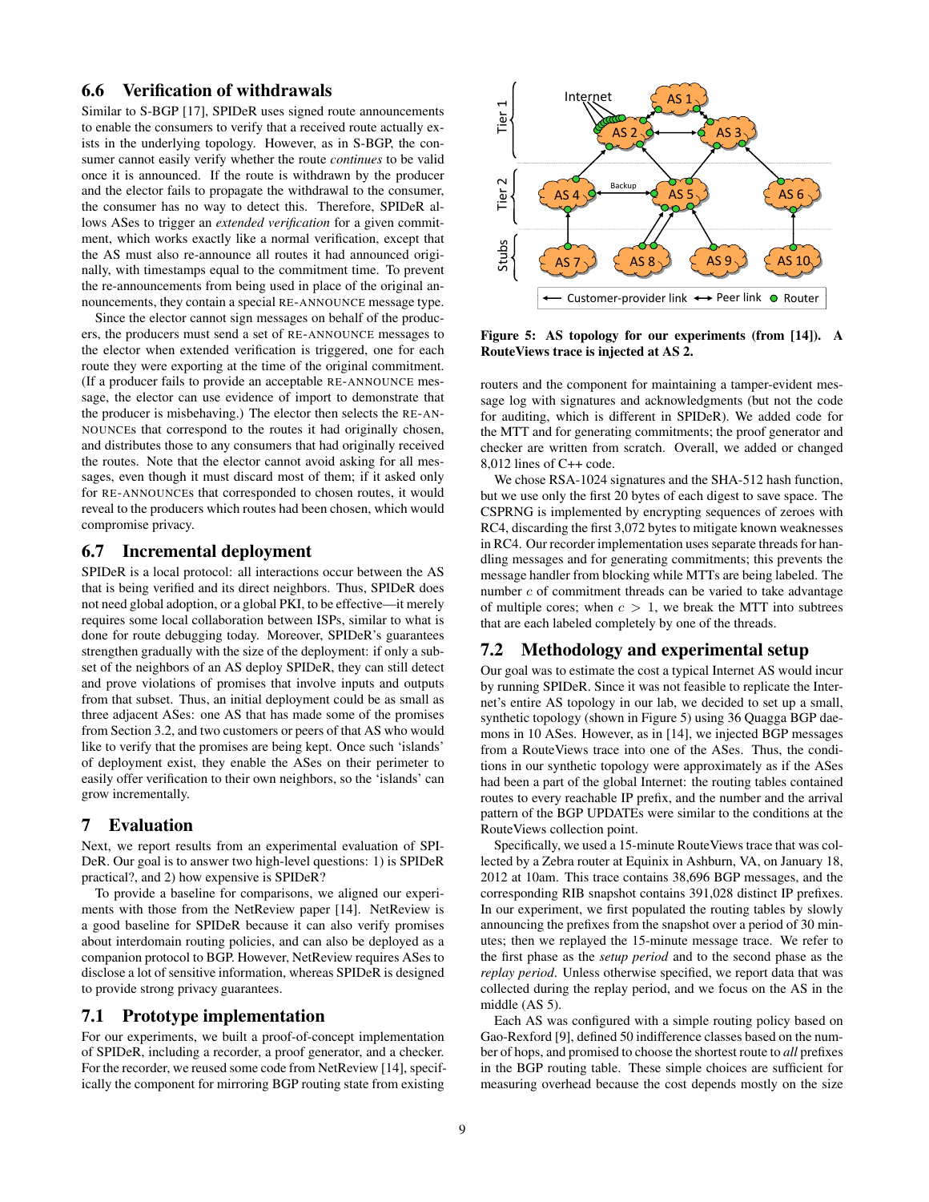## 6.6 Verification of withdrawals

Similar to S-BGP [17], SPIDeR uses signed route announcements to enable the consumers to verify that a received route actually exists in the underlying topology. However, as in S-BGP, the consumer cannot easily verify whether the route *continues* to be valid once it is announced. If the route is withdrawn by the producer and the elector fails to propagate the withdrawal to the consumer, the consumer has no way to detect this. Therefore, SPIDeR allows ASes to trigger an *extended verification* for a given commitment, which works exactly like a normal verification, except that the AS must also re-announce all routes it had announced originally, with timestamps equal to the commitment time. To prevent the re-announcements from being used in place of the original announcements, they contain a special RE-ANNOUNCE message type.

Since the elector cannot sign messages on behalf of the producers, the producers must send a set of RE-ANNOUNCE messages to the elector when extended verification is triggered, one for each route they were exporting at the time of the original commitment. (If a producer fails to provide an acceptable RE-ANNOUNCE message, the elector can use evidence of import to demonstrate that the producer is misbehaving.) The elector then selects the RE-ANNOUNCEs that correspond to the routes it had originally chosen, and distributes those to any consumers that had originally received the routes. Note that the elector cannot avoid asking for all messages, even though it must discard most of them; if it asked only for RE-ANNOUNCEs that corresponded to chosen routes, it would reveal to the producers which routes had been chosen, which would compromise privacy.

## 6.7 Incremental deployment

SPIDeR is a local protocol: all interactions occur between the AS that is being verified and its direct neighbors. Thus, SPIDeR does not need global adoption, or a global PKI, to be effective—it merely requires some local collaboration between ISPs, similar to what is done for route debugging today. Moreover, SPIDeR's guarantees strengthen gradually with the size of the deployment: if only a subset of the neighbors of an AS deploy SPIDeR, they can still detect and prove violations of promises that involve inputs and outputs from that subset. Thus, an initial deployment could be as small as three adjacent ASes: one AS that has made some of the promises from Section 3.2, and two customers or peers of that AS who would like to verify that the promises are being kept. Once such 'islands' of deployment exist, they enable the ASes on their perimeter to easily offer verification to their own neighbors, so the 'islands' can grow incrementally.

# 7 Evaluation

Next, we report results from an experimental evaluation of SPIDeR. Our goal is to answer two high-level questions: 1) is SPIDeR practical?, and 2) how expensive is SPIDeR?

To provide a baseline for comparisons, we aligned our experiments with those from the NetReview paper [14]. NetReview is a good baseline for SPIDeR because it can also verify promises about interdomain routing policies, and can also be deployed as a companion protocol to BGP. However, NetReview requires ASes to disclose a lot of sensitive information, whereas SPIDeR is designed to provide strong privacy guarantees.

## 7.1 Prototype implementation

For our experiments, we built a proof-of-concept implementation of SPIDeR, including a recorder, a proof generator, and a checker. For the recorder, we reused some code from NetReview [14], specifically the component for mirroring BGP routing state from existing routers and the component for maintaining a tamper-evident message log with signatures and acknowledgments (but not the code for auditing, which is different in SPIDeR). We added code for the MTT and for generating commitments; the proof generator and checker are written from scratch. Overall, we added or changed 8,012 lines of C++ code.

We chose RSA-1024 signatures and the SHA-512 hash function, but we use only the first 20 bytes of each digest to save space. The CSPRNG is implemented by encrypting sequences of zeroes with RC4, discarding the first 3,072 bytes to mitigate known weaknesses in RC4. Our recorder implementation uses separate threads for handling messages and for generating commitments; this prevents the message handler from blocking while MTTs are being labeled. The number $c$ of commitment threads can be varied to take advantage of multiple cores; when $c > 1$, we break the MTT into subtrees that are each labeled completely by one of the threads.

Tier 1
Tier 2
Stubs
Internet
AS 1
AS 2
AS 3
AS 4
AS 5
AS 6
Backup
AS 7
AS 8
AS 9
AS 10
Customer-provider link
Peer link
Router

**Figure 5: AS topology for our experiments (from [14]). A RouteViews trace is injected at AS 2.**

## 7.2 Methodology and experimental setup

Our goal was to estimate the cost a typical Internet AS would incur by running SPIDeR. Since it was not feasible to replicate the Internet's entire AS topology in our lab, we decided to set up a small, synthetic topology (shown in Figure 5) using 36 Quagga BGP daemons in 10 ASes. However, as in [14], we injected BGP messages from a RouteViews trace into one of the ASes. Thus, the conditions in our synthetic topology were approximately as if the ASes had been a part of the global Internet: the routing tables contained routes to every reachable IP prefix, and the number and the arrival pattern of the BGP UPDATEs were similar to the conditions at the RouteViews collection point.

Specifically, we used a 15-minute RouteViews trace that was collected by a Zebra router at Equinix in Ashburn, VA, on January 18, 2012 at 10am. This trace contains 38,696 BGP messages, and the corresponding RIB snapshot contains 391,028 distinct IP prefixes. In our experiment, we first populated the routing tables by slowly announcing the prefixes from the snapshot over a period of 30 minutes; then we replayed the 15-minute message trace. We refer to the first phase as the *setup period* and to the second phase as the *replay period*. Unless otherwise specified, we report data that was collected during the replay period, and we focus on the AS in the middle (AS 5).

Each AS was configured with a simple routing policy based on Gao-Rexford [9], defined 50 indifference classes based on the number of hops, and promised to choose the shortest route to *all* prefixes in the BGP routing table. These simple choices are sufficient for measuring overhead because the cost depends mostly on the size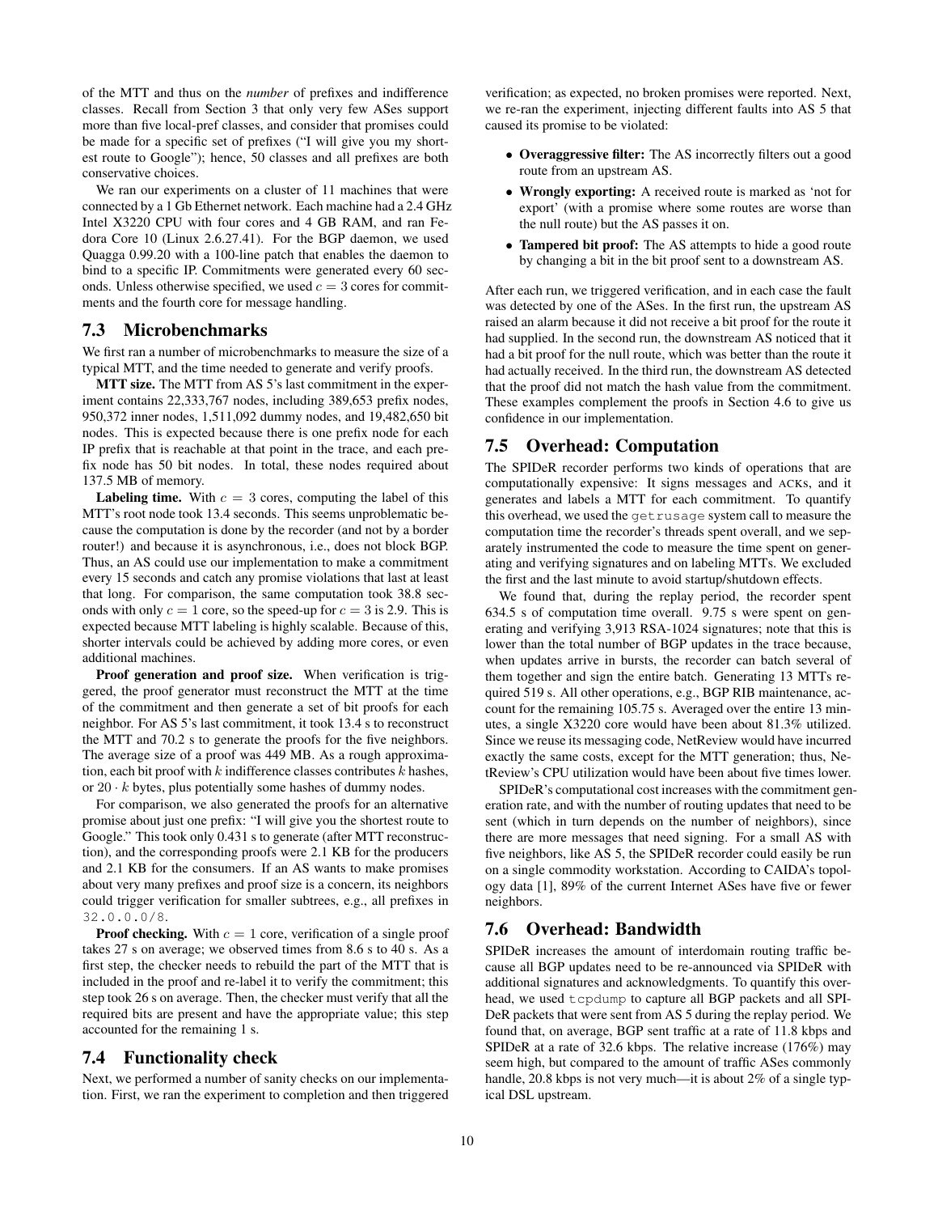of the MTT and thus on the *number* of prefixes and indifference classes. Recall from Section 3 that only very few ASes support more than five local-pref classes, and consider that promises could be made for a specific set of prefixes ("I will give you my shortest route to Google"); hence, 50 classes and all prefixes are both conservative choices.

We ran our experiments on a cluster of 11 machines that were connected by a 1 Gb Ethernet network. Each machine had a 2.4 GHz Intel X3220 CPU with four cores and 4 GB RAM, and ran Fedora Core 10 (Linux 2.6.27.41). For the BGP daemon, we used Quagga 0.99.20 with a 100-line patch that enables the daemon to bind to a specific IP. Commitments were generated every 60 seconds. Unless otherwise specified, we used $c = 3$ cores for commitments and the fourth core for message handling.

## 7.3 Microbenchmarks

We first ran a number of microbenchmarks to measure the size of a typical MTT, and the time needed to generate and verify proofs.

**MTT size.** The MTT from AS 5's last commitment in the experiment contains 22,333,767 nodes, including 389,653 prefix nodes, 950,372 inner nodes, 1,511,092 dummy nodes, and 19,482,650 bit nodes. This is expected because there is one prefix node for each IP prefix that is reachable at that point in the trace, and each prefix node has 50 bit nodes. In total, these nodes required about 137.5 MB of memory.

**Labeling time.** With $c = 3$ cores, computing the label of this MTT's root node took 13.4 seconds. This seems unproblematic because the computation is done by the recorder (and not by a border router!) and because it is asynchronous, i.e., does not block BGP. Thus, an AS could use our implementation to make a commitment every 15 seconds and catch any promise violations that last at least that long. For comparison, the same computation took 38.8 seconds with only $c = 1$ core, so the speed-up for $c = 3$ is 2.9. This is expected because MTT labeling is highly scalable. Because of this, shorter intervals could be achieved by adding more cores, or even additional machines.

**Proof generation and proof size.** When verification is triggered, the proof generator must reconstruct the MTT at the time of the commitment and then generate a set of bit proofs for each neighbor. For AS 5's last commitment, it took 13.4 s to reconstruct the MTT and 70.2 s to generate the proofs for the five neighbors. The average size of a proof was 449 MB. As a rough approximation, each bit proof with $k$ indifference classes contributes $k$ hashes, or $20 \cdot k$ bytes, plus potentially some hashes of dummy nodes.

For comparison, we also generated the proofs for an alternative promise about just one prefix: "I will give you the shortest route to Google." This took only 0.431 s to generate (after MTT reconstruction), and the corresponding proofs were 2.1 KB for the producers and 2.1 KB for the consumers. If an AS wants to make promises about very many prefixes and proof size is a concern, its neighbors could trigger verification for smaller subtrees, e.g., all prefixes in `32.0.0.0/8`.

**Proof checking.** With $c = 1$ core, verification of a single proof takes 27 s on average; we observed times from 8.6 s to 40 s. As a first step, the checker needs to rebuild the part of the MTT that is included in the proof and re-label it to verify the commitment; this step took 26 s on average. Then, the checker must verify that all the required bits are present and have the appropriate value; this step accounted for the remaining 1 s.

## 7.4 Functionality check

Next, we performed a number of sanity checks on our implementation. First, we ran the experiment to completion and then triggered verification; as expected, no broken promises were reported. Next, we re-ran the experiment, injecting different faults into AS 5 that caused its promise to be violated:

- **Overaggressive filter:** The AS incorrectly filters out a good route from an upstream AS.
- **Wrongly exporting:** A received route is marked as 'not for export' (with a promise where some routes are worse than the null route) but the AS passes it on.
- **Tampered bit proof:** The AS attempts to hide a good route by changing a bit in the bit proof sent to a downstream AS.

After each run, we triggered verification, and in each case the fault was detected by one of the ASes. In the first run, the upstream AS raised an alarm because it did not receive a bit proof for the route it had supplied. In the second run, the downstream AS noticed that it had a bit proof for the null route, which was better than the route it had actually received. In the third run, the downstream AS detected that the proof did not match the hash value from the commitment. These examples complement the proofs in Section 4.6 to give us confidence in our implementation.

## 7.5 Overhead: Computation

The SPIDeR recorder performs two kinds of operations that are computationally expensive: It signs messages and ACKs, and it generates and labels a MTT for each commitment. To quantify this overhead, we used the `getrusage` system call to measure the computation time the recorder's threads spent overall, and we separately instrumented the code to measure the time spent on generating and verifying signatures and on labeling MTTs. We excluded the first and the last minute to avoid startup/shutdown effects.

We found that, during the replay period, the recorder spent 634.5 s of computation time overall. 9.75 s were spent on generating and verifying 3,913 RSA-1024 signatures; note that this is lower than the total number of BGP updates in the trace because, when updates arrive in bursts, the recorder can batch several of them together and sign the entire batch. Generating 13 MTTs required 519 s. All other operations, e.g., BGP RIB maintenance, account for the remaining 105.75 s. Averaged over the entire 13 minutes, a single X3220 core would have been about 81.3% utilized. Since we reuse its messaging code, NetReview would have incurred exactly the same costs, except for the MTT generation; thus, NetReview's CPU utilization would have been about five times lower.

SPIDeR's computational cost increases with the commitment generation rate, and with the number of routing updates that need to be sent (which in turn depends on the number of neighbors), since there are more messages that need signing. For a small AS with five neighbors, like AS 5, the SPIDeR recorder could easily be run on a single commodity workstation. According to CAIDA's topology data [1], 89% of the current Internet ASes have five or fewer neighbors.

## 7.6 Overhead: Bandwidth

SPIDeR increases the amount of interdomain routing traffic because all BGP updates need to be re-announced via SPIDeR with additional signatures and acknowledgments. To quantify this overhead, we used `tcpdump` to capture all BGP packets and all SPIDeR packets that were sent from AS 5 during the replay period. We found that, on average, BGP sent traffic at a rate of 11.8 kbps and SPIDeR at a rate of 32.6 kbps. The relative increase (176%) may seem high, but compared to the amount of traffic ASes commonly handle, 20.8 kbps is not very much—it is about 2% of a single typical DSL upstream.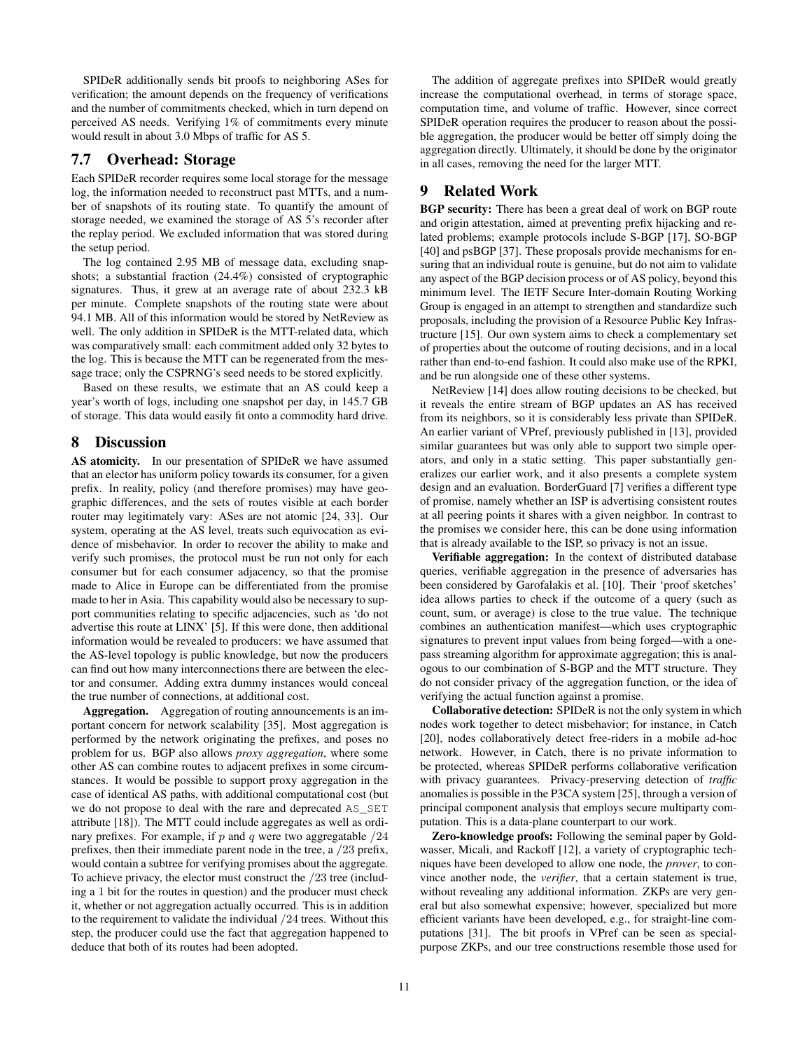SPIDeR additionally sends bit proofs to neighboring ASes for verification; the amount depends on the frequency of verifications and the number of commitments checked, which in turn depend on perceived AS needs. Verifying 1% of commitments every minute would result in about 3.0 Mbps of traffic for AS 5.

## 7.7 Overhead: Storage

Each SPIDeR recorder requires some local storage for the message log, the information needed to reconstruct past MTTs, and a number of snapshots of its routing state. To quantify the amount of storage needed, we examined the storage of AS 5's recorder after the replay period. We excluded information that was stored during the setup period.

The log contained 2.95 MB of message data, excluding snapshots; a substantial fraction (24.4%) consisted of cryptographic signatures. Thus, it grew at an average rate of about 232.3 kB per minute. Complete snapshots of the routing state were about 94.1 MB. All of this information would be stored by NetReview as well. The only addition in SPIDeR is the MTT-related data, which was comparatively small: each commitment added only 32 bytes to the log. This is because the MTT can be regenerated from the message trace; only the CSPRNG's seed needs to be stored explicitly.

Based on these results, we estimate that an AS could keep a year's worth of logs, including one snapshot per day, in 145.7 GB of storage. This data would easily fit onto a commodity hard drive.

# 8 Discussion

**AS atomicity.** In our presentation of SPIDeR we have assumed that an elector has uniform policy towards its consumer, for a given prefix. In reality, policy (and therefore promises) may have geographic differences, and the sets of routes visible at each border router may legitimately vary: ASes are not atomic [24, 33]. Our system, operating at the AS level, treats such equivocation as evidence of misbehavior. In order to recover the ability to make and verify such promises, the protocol must be run not only for each consumer but for each consumer adjacency, so that the promise made to Alice in Europe can be differentiated from the promise made to her in Asia. This capability would also be necessary to support communities relating to specific adjacencies, such as 'do not advertise this route at LINX' [5]. If this were done, then additional information would be revealed to producers: we have assumed that the AS-level topology is public knowledge, but now the producers can find out how many interconnections there are between the elector and consumer. Adding extra dummy instances would conceal the true number of connections, at additional cost.

**Aggregation.** Aggregation of routing announcements is an important concern for network scalability [35]. Most aggregation is performed by the network originating the prefixes, and poses no problem for us. BGP also allows *proxy aggregation*, where some other AS can combine routes to adjacent prefixes in some circumstances. It would be possible to support proxy aggregation in the case of identical AS paths, with additional computational cost (but we do not propose to deal with the rare and deprecated `AS_SET` attribute [18]). The MTT could include aggregates as well as ordinary prefixes. For example, if $p$ and $q$ were two aggregatable $/24$ prefixes, then their immediate parent node in the tree, a $/23$ prefix, would contain a subtree for verifying promises about the aggregate. To achieve privacy, the elector must construct the $/23$ tree (including a 1 bit for the routes in question) and the producer must check it, whether or not aggregation actually occurred. This is in addition to the requirement to validate the individual $/24$ trees. Without this step, the producer could use the fact that aggregation happened to deduce that both of its routes had been adopted.

The addition of aggregate prefixes into SPIDeR would greatly increase the computational overhead, in terms of storage space, computation time, and volume of traffic. However, since correct SPIDeR operation requires the producer to reason about the possible aggregation, the producer would be better off simply doing the aggregation directly. Ultimately, it should be done by the originator in all cases, removing the need for the larger MTT.

# 9 Related Work

**BGP security:** There has been a great deal of work on BGP route and origin attestation, aimed at preventing prefix hijacking and related problems; example protocols include S-BGP [17], SO-BGP [40] and psBGP [37]. These proposals provide mechanisms for ensuring that an individual route is genuine, but do not aim to validate any aspect of the BGP decision process or of AS policy, beyond this minimum level. The IETF Secure Inter-domain Routing Working Group is engaged in an attempt to strengthen and standardize such proposals, including the provision of a Resource Public Key Infrastructure [15]. Our own system aims to check a complementary set of properties about the outcome of routing decisions, and in a local rather than end-to-end fashion. It could also make use of the RPKI, and be run alongside one of these other systems.

NetReview [14] does allow routing decisions to be checked, but it reveals the entire stream of BGP updates an AS has received from its neighbors, so it is considerably less private than SPIDeR. An earlier variant of VPref, previously published in [13], provided similar guarantees but was only able to support two simple operators, and only in a static setting. This paper substantially generalizes our earlier work, and it also presents a complete system design and an evaluation. BorderGuard [7] verifies a different type of promise, namely whether an ISP is advertising consistent routes at all peering points it shares with a given neighbor. In contrast to the promises we consider here, this can be done using information that is already available to the ISP, so privacy is not an issue.

**Verifiable aggregation:** In the context of distributed database queries, verifiable aggregation in the presence of adversaries has been considered by Garofalakis et al. [10]. Their 'proof sketches' idea allows parties to check if the outcome of a query (such as count, sum, or average) is close to the true value. The technique combines an authentication manifest—which uses cryptographic signatures to prevent input values from being forged—with a one-pass streaming algorithm for approximate aggregation; this is analogous to our combination of S-BGP and the MTT structure. They do not consider privacy of the aggregation function, or the idea of verifying the actual function against a promise.

**Collaborative detection:** SPIDeR is not the only system in which nodes work together to detect misbehavior; for instance, in Catch [20], nodes collaboratively detect free-riders in a mobile ad-hoc network. However, in Catch, there is no private information to be protected, whereas SPIDeR performs collaborative verification with privacy guarantees. Privacy-preserving detection of *traffic* anomalies is possible in the P3CA system [25], through a version of principal component analysis that employs secure multiparty computation. This is a data-plane counterpart to our work.

**Zero-knowledge proofs:** Following the seminal paper by Goldwasser, Micali, and Rackoff [12], a variety of cryptographic techniques have been developed to allow one node, the *prover*, to convince another node, the *verifier*, that a certain statement is true, without revealing any additional information. ZKPs are very general but also somewhat expensive; however, specialized but more efficient variants have been developed, e.g., for straight-line computations [31]. The bit proofs in VPref can be seen as special-purpose ZKPs, and our tree constructions resemble those used for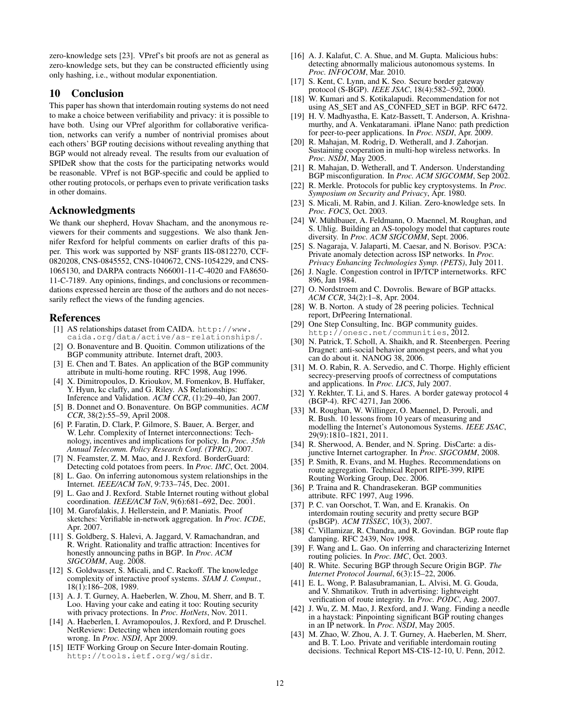zero-knowledge sets [23]. VPref's bit proofs are not as general as zero-knowledge sets, but they can be constructed efficiently using only hashing, i.e., without modular exponentiation.

## 10 Conclusion

This paper has shown that interdomain routing systems do not need to make a choice between verifiability and privacy: it is possible to have both. Using our VPref algorithm for collaborative verification, networks can verify a number of nontrivial promises about each others' BGP routing decisions without revealing anything that BGP would not already reveal. The results from our evaluation of SPIDeR show that the costs for the participating networks would be reasonable. VPref is not BGP-specific and could be applied to other routing protocols, or perhaps even to private verification tasks in other domains.

## Acknowledgments

We thank our shepherd, Hovav Shacham, and the anonymous reviewers for their comments and suggestions. We also thank Jennifer Rexford for helpful comments on earlier drafts of this paper. This work was supported by NSF grants IIS-0812270, CCF-0820208, CNS-0845552, CNS-1040672, CNS-1054229, and CNS-1065130, and DARPA contracts N66001-11-C-4020 and FA8650-11-C-7189. Any opinions, findings, and conclusions or recommendations expressed herein are those of the authors and do not necessarily reflect the views of the funding agencies.

## References

[1] AS relationships dataset from CAIDA. http://www.caida.org/data/active/as-relationships/.

[2] O. Bonaventure and B. Quoitin. Common utilizations of the BGP community attribute. Internet draft, 2003.

[3] E. Chen and T. Bates. An application of the BGP community attribute in multi-home routing. RFC 1998, Aug 1996.

[4] X. Dimitropoulos, D. Krioukov, M. Fomenkov, B. Huffaker, Y. Hyun, kc claffy, and G. Riley. AS Relationships: Inference and Validation. *ACM CCR*, (1):29–40, Jan 2007.

[5] B. Donnet and O. Bonaventure. On BGP communities. *ACM CCR*, 38(2):55–59, April 2008.

[6] P. Faratin, D. Clark, P. Gilmore, S. Bauer, A. Berger, and W. Lehr. Complexity of Internet interconnections: Technology, incentives and implications for policy. In *Proc. 35th Annual Telecomm. Policy Research Conf. (TPRC)*, 2007.

[7] N. Feamster, Z. M. Mao, and J. Rexford. BorderGuard: Detecting cold potatoes from peers. In *Proc. IMC*, Oct. 2004.

[8] L. Gao. On inferring autonomous system relationships in the Internet. *IEEE/ACM ToN*, 9:733–745, Dec. 2001.

[9] L. Gao and J. Rexford. Stable Internet routing without global coordination. *IEEE/ACM ToN*, 9(6):681–692, Dec. 2001.

[10] M. Garofalakis, J. Hellerstein, and P. Maniatis. Proof sketches: Verifiable in-network aggregation. In *Proc. ICDE*, Apr. 2007.

[11] S. Goldberg, S. Halevi, A. Jaggard, V. Ramachandran, and R. Wright. Rationality and traffic attraction: Incentives for honestly announcing paths in BGP. In *Proc. ACM SIGCOMM*, Aug. 2008.

[12] S. Goldwasser, S. Micali, and C. Rackoff. The knowledge complexity of interactive proof systems. *SIAM J. Comput.*, 18(1):186–208, 1989.

[13] A. J. T. Gurney, A. Haeberlen, W. Zhou, M. Sherr, and B. T. Loo. Having your cake and eating it too: Routing security with privacy protections. In *Proc. HotNets*, Nov. 2011.

[14] A. Haeberlen, I. Avramopoulos, J. Rexford, and P. Druschel. NetReview: Detecting when interdomain routing goes wrong. In *Proc. NSDI*, Apr 2009.

[15] IETF Working Group on Secure Inter-domain Routing. http://tools.ietf.org/wg/sidr.

[16] A. J. Kalafut, C. A. Shue, and M. Gupta. Malicious hubs: detecting abnormally malicious autonomous systems. In *Proc. INFOCOM*, Mar. 2010.

[17] S. Kent, C. Lynn, and K. Seo. Secure border gateway protocol (S-BGP). *IEEE JSAC*, 18(4):582–592, 2000.

[18] W. Kumari and S. Kotikalapudi. Recommendation for not using AS_SET and AS_CONFED_SET in BGP. RFC 6472.

[19] H. V. Madhyastha, E. Katz-Bassett, T. Anderson, A. Krishnamurthy, and A. Venkataramani. iPlane Nano: path prediction for peer-to-peer applications. In *Proc. NSDI*, Apr. 2009.

[20] R. Mahajan, M. Rodrig, D. Wetherall, and J. Zahorjan. Sustaining cooperation in multi-hop wireless networks. In *Proc. NSDI*, May 2005.

[21] R. Mahajan, D. Wetherall, and T. Anderson. Understanding BGP misconfiguration. In *Proc. ACM SIGCOMM*, Sep 2002.

[22] R. Merkle. Protocols for public key cryptosystems. In *Proc. Symposium on Security and Privacy*, Apr. 1980.

[23] S. Micali, M. Rabin, and J. Kilian. Zero-knowledge sets. In *Proc. FOCS*, Oct. 2003.

[24] W. Mühlbauer, A. Feldmann, O. Maennel, M. Roughan, and S. Uhlig. Building an AS-topology model that captures route diversity. In *Proc. ACM SIGCOMM*, Sept. 2006.

[25] S. Nagaraja, V. Jalaparti, M. Caesar, and N. Borisov. P3CA: Private anomaly detection across ISP networks. In *Proc. Privacy Enhancing Technologies Symp. (PETS)*, July 2011.

[26] J. Nagle. Congestion control in IP/TCP internetworks. RFC 896, Jan 1984.

[27] O. Nordstroem and C. Dovrolis. Beware of BGP attacks. *ACM CCR*, 34(2):1–8, Apr. 2004.

[28] W. B. Norton. A study of 28 peering policies. Technical report, DrPeering International.

[29] One Step Consulting, Inc. BGP community guides. http://onesc.net/communities, 2012.

[30] N. Patrick, T. Scholl, A. Shaikh, and R. Steenbergen. Peering Dragnet: anti-social behavior amongst peers, and what you can do about it. NANOG 38, 2006.

[31] M. O. Rabin, R. A. Servedio, and C. Thorpe. Highly efficient secrecy-preserving proofs of correctness of computations and applications. In *Proc. LICS*, July 2007.

[32] Y. Rekhter, T. Li, and S. Hares. A border gateway protocol 4 (BGP-4). RFC 4271, Jan 2006.

[33] M. Roughan, W. Willinger, O. Maennel, D. Perouli, and R. Bush. 10 lessons from 10 years of measuring and modelling the Internet's Autonomous Systems. *IEEE JSAC*, 29(9):1810–1821, 2011.

[34] R. Sherwood, A. Bender, and N. Spring. DisCarte: a disjunctive Internet cartographer. In *Proc. SIGCOMM*, 2008.

[35] P. Smith, R. Evans, and M. Hughes. Recommendations on route aggregation. Technical Report RIPE-399, RIPE Routing Working Group, Dec. 2006.

[36] P. Traina and R. Chandrasekeran. BGP communities attribute. RFC 1997, Aug 1996.

[37] P. C. van Oorschot, T. Wan, and E. Kranakis. On interdomain routing security and pretty secure BGP (psBGP). *ACM TISSEC*, 10(3), 2007.

[38] C. Villamizar, R. Chandra, and R. Govindan. BGP route flap damping. RFC 2439, Nov 1998.

[39] F. Wang and L. Gao. On inferring and characterizing Internet routing policies. In *Proc. IMC*, Oct. 2003.

[40] R. White. Securing BGP through Secure Origin BGP. *The Internet Protocol Journal*, 6(3):15–22, 2006.

[41] E. L. Wong, P. Balasubramanian, L. Alvisi, M. G. Gouda, and V. Shmatikov. Truth in advertising: lightweight verification of route integrity. In *Proc. PODC*, Aug. 2007.

[42] J. Wu, Z. M. Mao, J. Rexford, and J. Wang. Finding a needle in a haystack: Pinpointing significant BGP routing changes in an IP network. In *Proc. NSDI*, May 2005.

[43] M. Zhao, W. Zhou, A. J. T. Gurney, A. Haeberlen, M. Sherr, and B. T. Loo. Private and verifiable interdomain routing decisions. Technical Report MS-CIS-12-10, U. Penn, 2012.